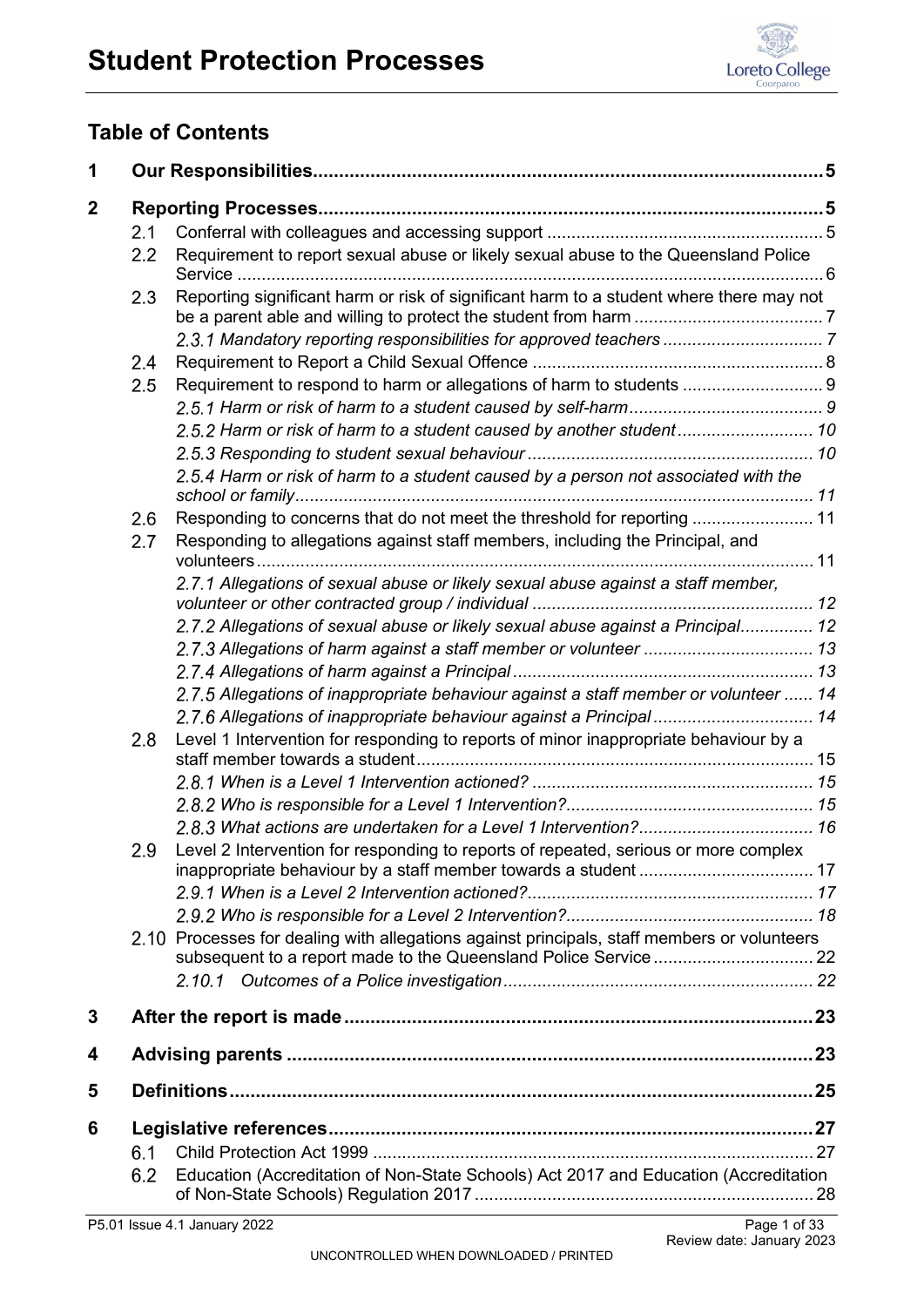# Student Protection Processes

## Table of Contents

| | | | |
|---|---|---|---|
| **1** | **Our Responsibilities** | | **5** |
| **2** | **Reporting Processes** | | **5** |
| | 2.1 | Conferral with colleagues and accessing support | 5 |
| | 2.2 | Requirement to report sexual abuse or likely sexual abuse to the Queensland Police Service | 6 |
| | 2.3 | Reporting significant harm or risk of significant harm to a student where there may not be a parent able and willing to protect the student from harm | 7 |
| | | *2.3.1 Mandatory reporting responsibilities for approved teachers* | *7* |
| | 2.4 | Requirement to Report a Child Sexual Offence | 8 |
| | 2.5 | Requirement to respond to harm or allegations of harm to students | 9 |
| | | *2.5.1 Harm or risk of harm to a student caused by self-harm* | *9* |
| | | *2.5.2 Harm or risk of harm to a student caused by another student* | *10* |
| | | *2.5.3 Responding to student sexual behaviour* | *10* |
| | | *2.5.4 Harm or risk of harm to a student caused by a person not associated with the school or family* | *11* |
| | 2.6 | Responding to concerns that do not meet the threshold for reporting | 11 |
| | 2.7 | Responding to allegations against staff members, including the Principal, and volunteers | 11 |
| | | *2.7.1 Allegations of sexual abuse or likely sexual abuse against a staff member, volunteer or other contracted group / individual* | *12* |
| | | *2.7.2 Allegations of sexual abuse or likely sexual abuse against a Principal* | *12* |
| | | *2.7.3 Allegations of harm against a staff member or volunteer* | *13* |
| | | *2.7.4 Allegations of harm against a Principal* | *13* |
| | | *2.7.5 Allegations of inappropriate behaviour against a staff member or volunteer* | *14* |
| | | *2.7.6 Allegations of inappropriate behaviour against a Principal* | *14* |
| | 2.8 | Level 1 Intervention for responding to reports of minor inappropriate behaviour by a staff member towards a student | 15 |
| | | *2.8.1 When is a Level 1 Intervention actioned?* | *15* |
| | | *2.8.2 Who is responsible for a Level 1 Intervention?* | *15* |
| | | *2.8.3 What actions are undertaken for a Level 1 Intervention?* | *16* |
| | 2.9 | Level 2 Intervention for responding to reports of repeated, serious or more complex inappropriate behaviour by a staff member towards a student | 17 |
| | | *2.9.1 When is a Level 2 Intervention actioned?* | *17* |
| | | *2.9.2 Who is responsible for a Level 2 Intervention?* | *18* |
| | 2.10 | Processes for dealing with allegations against principals, staff members or volunteers subsequent to a report made to the Queensland Police Service | 22 |
| | | *2.10.1 Outcomes of a Police investigation* | *22* |
| **3** | **After the report is made** | | **23** |
| **4** | **Advising parents** | | **23** |
| **5** | **Definitions** | | **25** |
| **6** | **Legislative references** | | **27** |
| | 6.1 | Child Protection Act 1999 | 27 |
| | 6.2 | Education (Accreditation of Non-State Schools) Act 2017 and Education (Accreditation of Non-State Schools) Regulation 2017 | 28 |

P5.01 Issue 4.1 January 2022

Review date: January 2023

UNCONTROLLED WHEN DOWNLOADED / PRINTED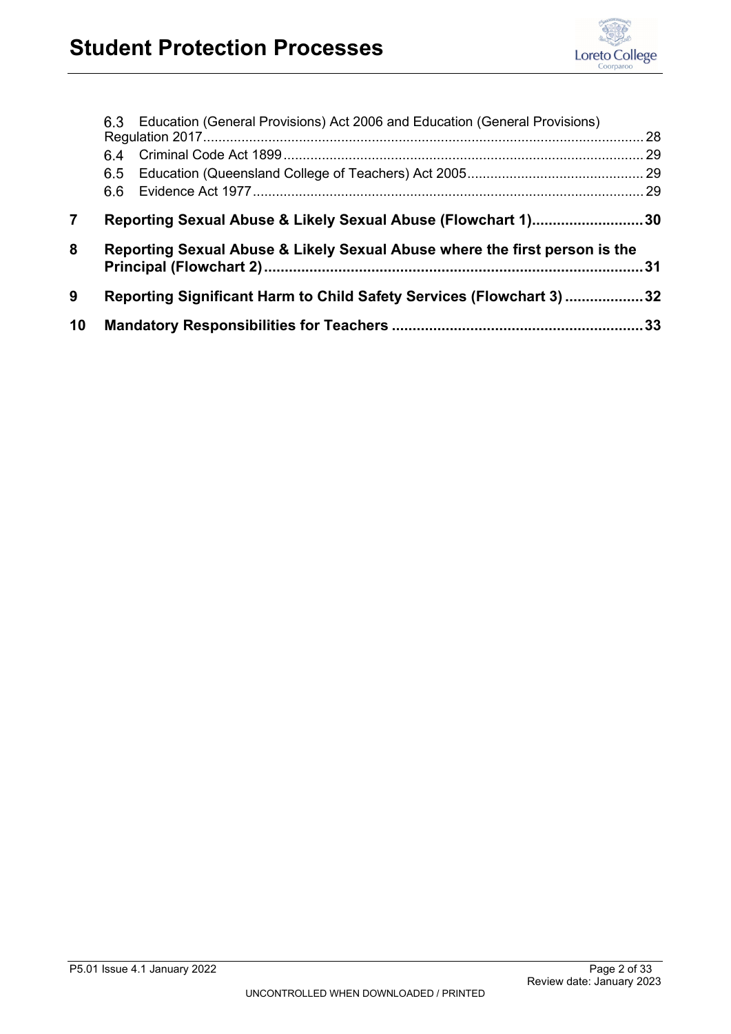6.3 Education (General Provisions) Act 2006 and Education (General Provisions) Regulation 2017 ..... 28
6.4 Criminal Code Act 1899 ..... 29
6.5 Education (Queensland College of Teachers) Act 2005 ..... 29
6.6 Evidence Act 1977 ..... 29

**7 Reporting Sexual Abuse & Likely Sexual Abuse (Flowchart 1) ..... 30**

**8 Reporting Sexual Abuse & Likely Sexual Abuse where the first person is the Principal (Flowchart 2) ..... 31**

**9 Reporting Significant Harm to Child Safety Services (Flowchart 3) ..... 32**

**10 Mandatory Responsibilities for Teachers ..... 33**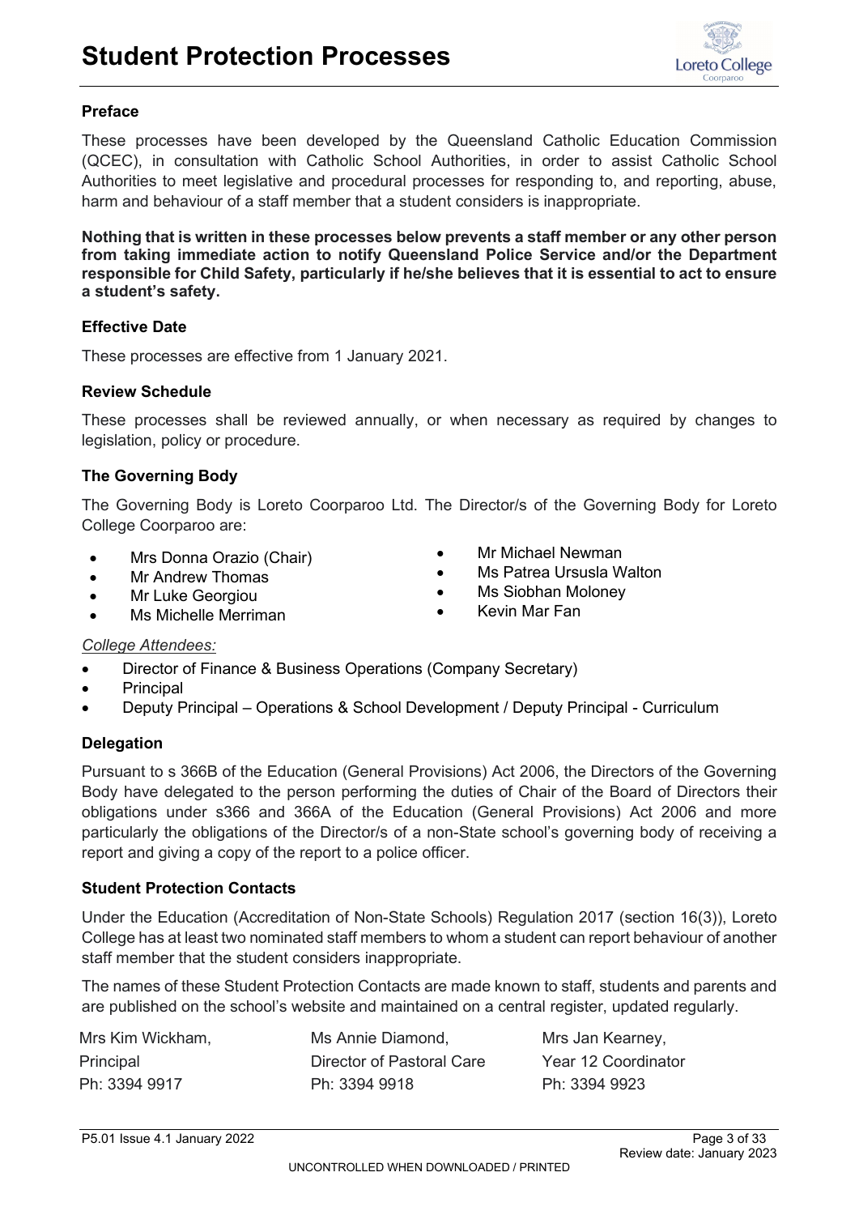# Student Protection Processes

## Preface

These processes have been developed by the Queensland Catholic Education Commission (QCEC), in consultation with Catholic School Authorities, in order to assist Catholic School Authorities to meet legislative and procedural processes for responding to, and reporting, abuse, harm and behaviour of a staff member that a student considers is inappropriate.

**Nothing that is written in these processes below prevents a staff member or any other person from taking immediate action to notify Queensland Police Service and/or the Department responsible for Child Safety, particularly if he/she believes that it is essential to act to ensure a student's safety.**

## Effective Date

These processes are effective from 1 January 2021.

## Review Schedule

These processes shall be reviewed annually, or when necessary as required by changes to legislation, policy or procedure.

## The Governing Body

The Governing Body is Loreto Coorparoo Ltd. The Director/s of the Governing Body for Loreto College Coorparoo are:

- Mrs Donna Orazio (Chair)
- Mr Andrew Thomas
- Mr Luke Georgiou
- Ms Michelle Merriman
- Mr Michael Newman
- Ms Patrea Ursusla Walton
- Ms Siobhan Moloney
- Kevin Mar Fan

*College Attendees:*

- Director of Finance & Business Operations (Company Secretary)
- Principal
- Deputy Principal – Operations & School Development / Deputy Principal - Curriculum

## Delegation

Pursuant to s 366B of the Education (General Provisions) Act 2006, the Directors of the Governing Body have delegated to the person performing the duties of Chair of the Board of Directors their obligations under s366 and 366A of the Education (General Provisions) Act 2006 and more particularly the obligations of the Director/s of a non-State school's governing body of receiving a report and giving a copy of the report to a police officer.

## Student Protection Contacts

Under the Education (Accreditation of Non-State Schools) Regulation 2017 (section 16(3)), Loreto College has at least two nominated staff members to whom a student can report behaviour of another staff member that the student considers inappropriate.

The names of these Student Protection Contacts are made known to staff, students and parents and are published on the school's website and maintained on a central register, updated regularly.

| Mrs Kim Wickham, | Ms Annie Diamond, | Mrs Jan Kearney, |
|---|---|---|
| Principal | Director of Pastoral Care | Year 12 Coordinator |
| Ph: 3394 9917 | Ph: 3394 9918 | Ph: 3394 9923 |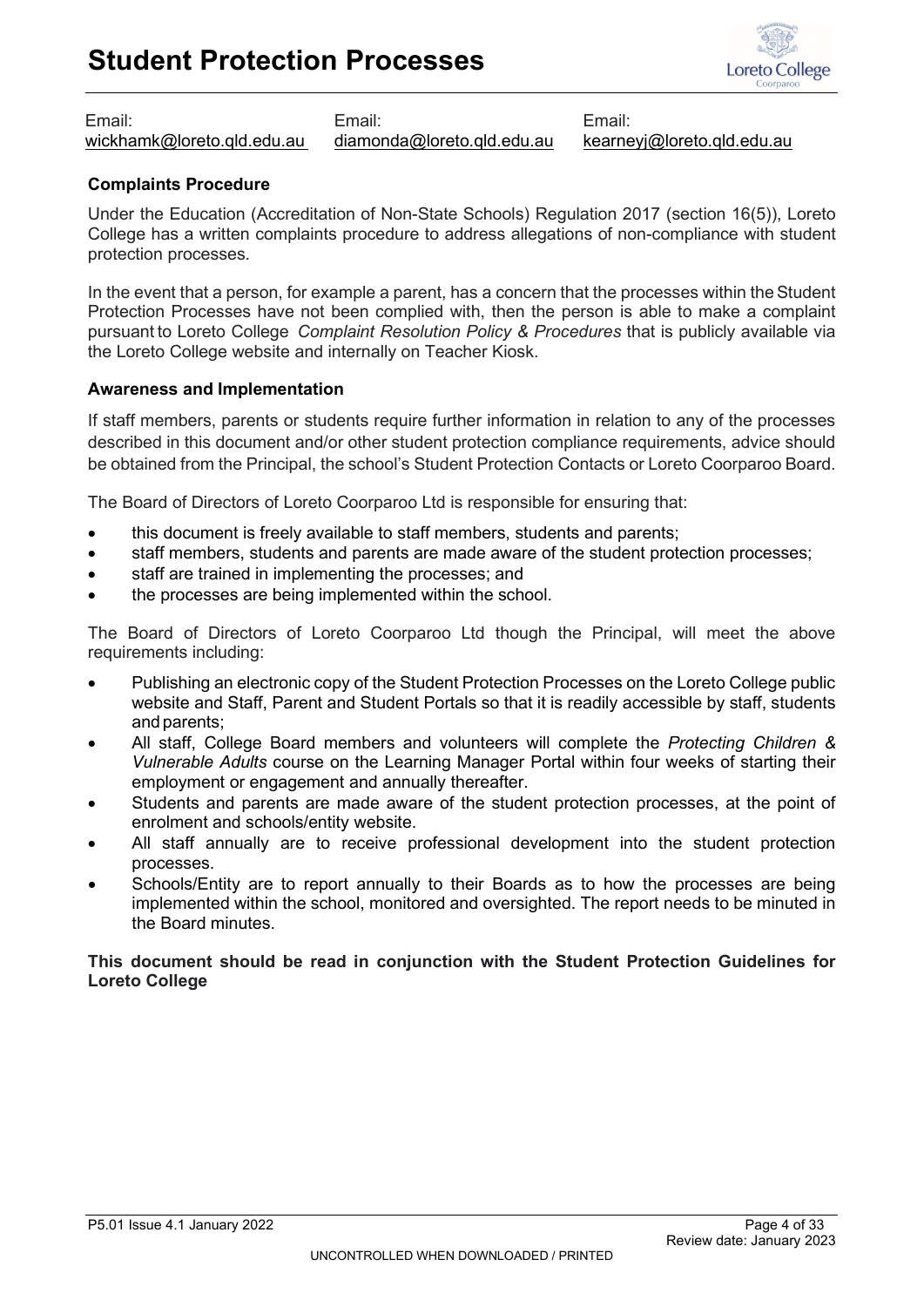| | | |
|---|---|---|
| Email: wickhamk@loreto.qld.edu.au | Email: diamonda@loreto.qld.edu.au | Email: kearneyj@loreto.qld.edu.au |

**Complaints Procedure**

Under the Education (Accreditation of Non-State Schools) Regulation 2017 (section 16(5)), Loreto College has a written complaints procedure to address allegations of non-compliance with student protection processes.

In the event that a person, for example a parent, has a concern that the processes within the Student Protection Processes have not been complied with, then the person is able to make a complaint pursuant to Loreto College *Complaint Resolution Policy & Procedures* that is publicly available via the Loreto College website and internally on Teacher Kiosk.

**Awareness and Implementation**

If staff members, parents or students require further information in relation to any of the processes described in this document and/or other student protection compliance requirements, advice should be obtained from the Principal, the school's Student Protection Contacts or Loreto Coorparoo Board.

The Board of Directors of Loreto Coorparoo Ltd is responsible for ensuring that:

- this document is freely available to staff members, students and parents;
- staff members, students and parents are made aware of the student protection processes;
- staff are trained in implementing the processes; and
- the processes are being implemented within the school.

The Board of Directors of Loreto Coorparoo Ltd though the Principal, will meet the above requirements including:

- Publishing an electronic copy of the Student Protection Processes on the Loreto College public website and Staff, Parent and Student Portals so that it is readily accessible by staff, students and parents;
- All staff, College Board members and volunteers will complete the *Protecting Children & Vulnerable Adults* course on the Learning Manager Portal within four weeks of starting their employment or engagement and annually thereafter.
- Students and parents are made aware of the student protection processes, at the point of enrolment and schools/entity website.
- All staff annually are to receive professional development into the student protection processes.
- Schools/Entity are to report annually to their Boards as to how the processes are being implemented within the school, monitored and oversighted. The report needs to be minuted in the Board minutes.

**This document should be read in conjunction with the Student Protection Guidelines for Loreto College**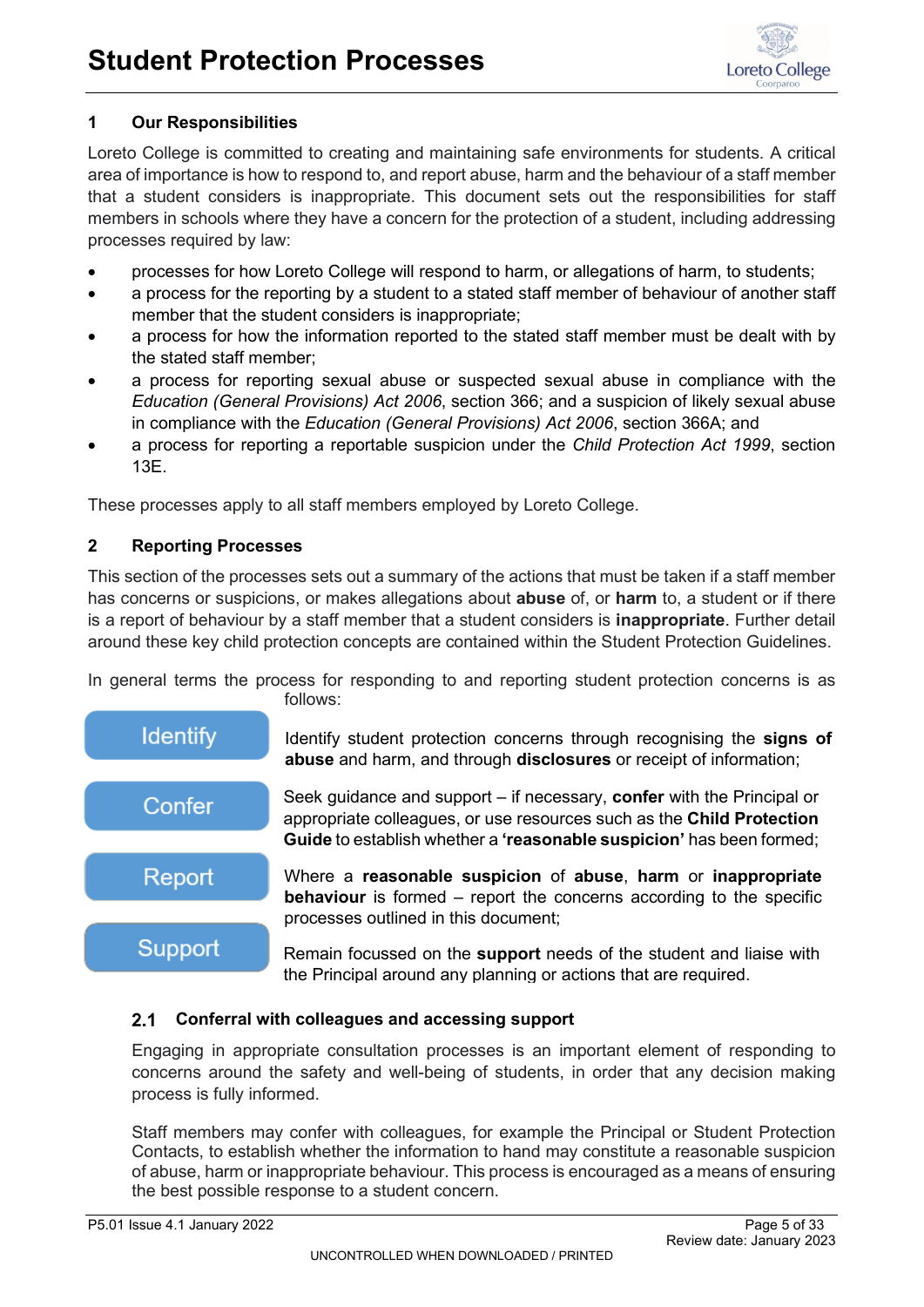## 1 Our Responsibilities

Loreto College is committed to creating and maintaining safe environments for students. A critical area of importance is how to respond to, and report abuse, harm and the behaviour of a staff member that a student considers is inappropriate. This document sets out the responsibilities for staff members in schools where they have a concern for the protection of a student, including addressing processes required by law:

- processes for how Loreto College will respond to harm, or allegations of harm, to students;
- a process for the reporting by a student to a stated staff member of behaviour of another staff member that the student considers is inappropriate;
- a process for how the information reported to the stated staff member must be dealt with by the stated staff member;
- a process for reporting sexual abuse or suspected sexual abuse in compliance with the *Education (General Provisions) Act 2006*, section 366; and a suspicion of likely sexual abuse in compliance with the *Education (General Provisions) Act 2006*, section 366A; and
- a process for reporting a reportable suspicion under the *Child Protection Act 1999*, section 13E.

These processes apply to all staff members employed by Loreto College.

## 2 Reporting Processes

This section of the processes sets out a summary of the actions that must be taken if a staff member has concerns or suspicions, or makes allegations about **abuse** of, or **harm** to, a student or if there is a report of behaviour by a staff member that a student considers is **inappropriate**. Further detail around these key child protection concepts are contained within the Student Protection Guidelines.

In general terms the process for responding to and reporting student protection concerns is as follows:

**Identify** – Identify student protection concerns through recognising the **signs of abuse** and harm, and through **disclosures** or receipt of information;

**Confer** – Seek guidance and support – if necessary, **confer** with the Principal or appropriate colleagues, or use resources such as the **Child Protection Guide** to establish whether a **'reasonable suspicion'** has been formed;

**Report** – Where a **reasonable suspicion** of **abuse**, **harm** or **inappropriate behaviour** is formed – report the concerns according to the specific processes outlined in this document;

**Support** – Remain focussed on the **support** needs of the student and liaise with the Principal around any planning or actions that are required.

### 2.1 Conferral with colleagues and accessing support

Engaging in appropriate consultation processes is an important element of responding to concerns around the safety and well-being of students, in order that any decision making process is fully informed.

Staff members may confer with colleagues, for example the Principal or Student Protection Contacts, to establish whether the information to hand may constitute a reasonable suspicion of abuse, harm or inappropriate behaviour. This process is encouraged as a means of ensuring the best possible response to a student concern.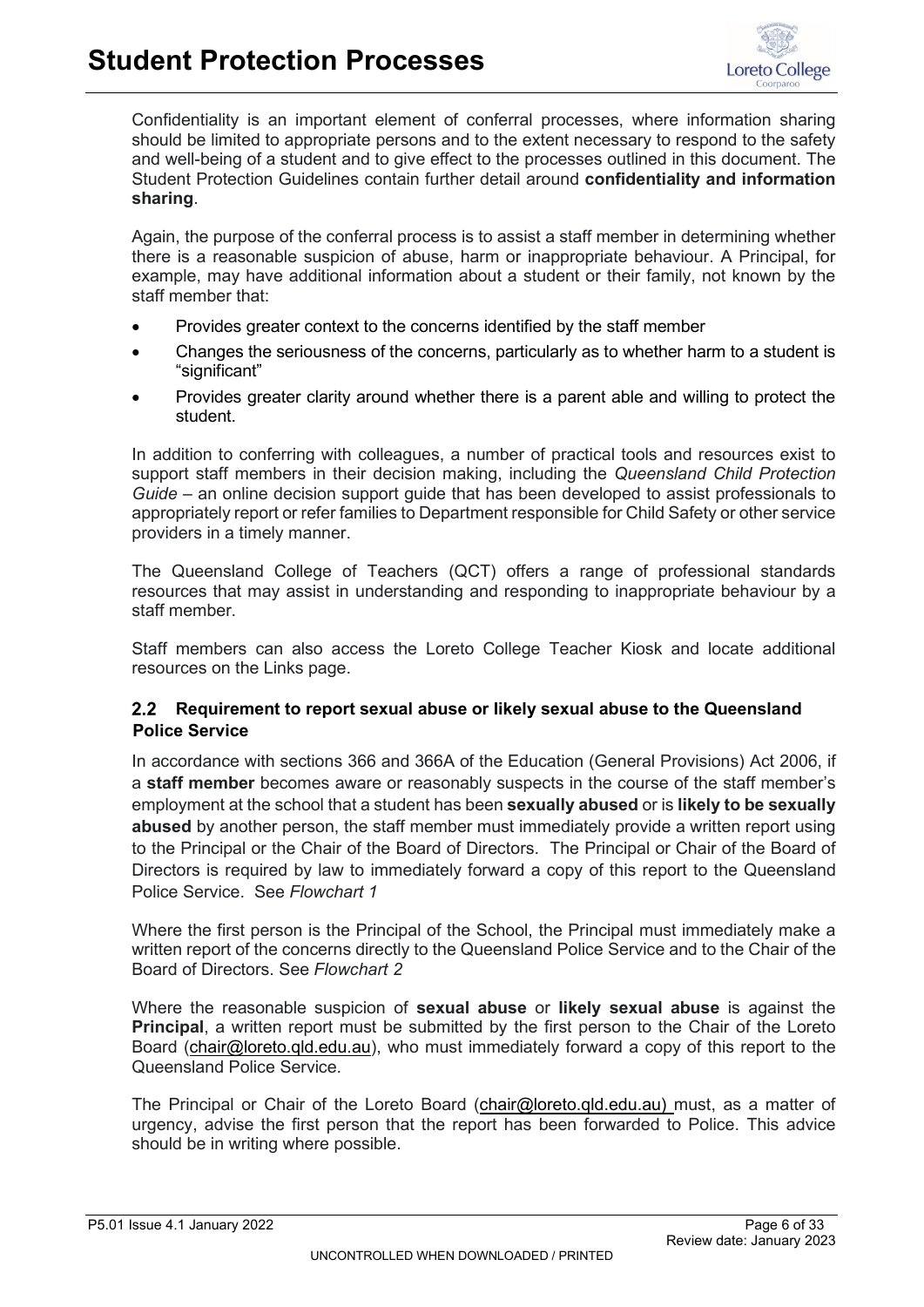Confidentiality is an important element of conferral processes, where information sharing should be limited to appropriate persons and to the extent necessary to respond to the safety and well-being of a student and to give effect to the processes outlined in this document. The Student Protection Guidelines contain further detail around **confidentiality and information sharing**.

Again, the purpose of the conferral process is to assist a staff member in determining whether there is a reasonable suspicion of abuse, harm or inappropriate behaviour. A Principal, for example, may have additional information about a student or their family, not known by the staff member that:

- Provides greater context to the concerns identified by the staff member
- Changes the seriousness of the concerns, particularly as to whether harm to a student is "significant"
- Provides greater clarity around whether there is a parent able and willing to protect the student.

In addition to conferring with colleagues, a number of practical tools and resources exist to support staff members in their decision making, including the *Queensland Child Protection Guide* – an online decision support guide that has been developed to assist professionals to appropriately report or refer families to Department responsible for Child Safety or other service providers in a timely manner.

The Queensland College of Teachers (QCT) offers a range of professional standards resources that may assist in understanding and responding to inappropriate behaviour by a staff member.

Staff members can also access the Loreto College Teacher Kiosk and locate additional resources on the Links page.

### 2.2 Requirement to report sexual abuse or likely sexual abuse to the Queensland Police Service

In accordance with sections 366 and 366A of the Education (General Provisions) Act 2006, if a **staff member** becomes aware or reasonably suspects in the course of the staff member's employment at the school that a student has been **sexually abused** or is **likely to be sexually abused** by another person, the staff member must immediately provide a written report using to the Principal or the Chair of the Board of Directors. The Principal or Chair of the Board of Directors is required by law to immediately forward a copy of this report to the Queensland Police Service. See *Flowchart 1*

Where the first person is the Principal of the School, the Principal must immediately make a written report of the concerns directly to the Queensland Police Service and to the Chair of the Board of Directors. See *Flowchart 2*

Where the reasonable suspicion of **sexual abuse** or **likely sexual abuse** is against the **Principal**, a written report must be submitted by the first person to the Chair of the Loreto Board (chair@loreto.qld.edu.au), who must immediately forward a copy of this report to the Queensland Police Service.

The Principal or Chair of the Loreto Board (chair@loreto.qld.edu.au) must, as a matter of urgency, advise the first person that the report has been forwarded to Police. This advice should be in writing where possible.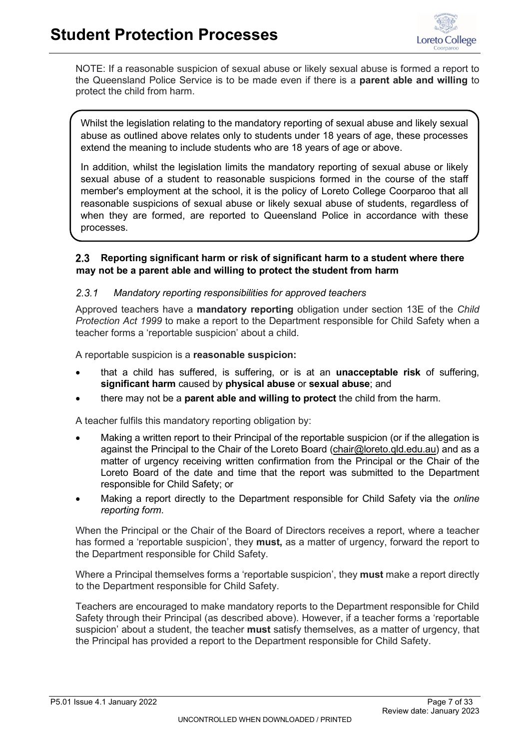NOTE: If a reasonable suspicion of sexual abuse or likely sexual abuse is formed a report to the Queensland Police Service is to be made even if there is a **parent able and willing** to protect the child from harm.

Whilst the legislation relating to the mandatory reporting of sexual abuse and likely sexual abuse as outlined above relates only to students under 18 years of age, these processes extend the meaning to include students who are 18 years of age or above.

In addition, whilst the legislation limits the mandatory reporting of sexual abuse or likely sexual abuse of a student to reasonable suspicions formed in the course of the staff member's employment at the school, it is the policy of Loreto College Coorparoo that all reasonable suspicions of sexual abuse or likely sexual abuse of students, regardless of when they are formed, are reported to Queensland Police in accordance with these processes.

### 2.3 Reporting significant harm or risk of significant harm to a student where there may not be a parent able and willing to protect the student from harm

#### *2.3.1 Mandatory reporting responsibilities for approved teachers*

Approved teachers have a **mandatory reporting** obligation under section 13E of the *Child Protection Act 1999* to make a report to the Department responsible for Child Safety when a teacher forms a 'reportable suspicion' about a child.

A reportable suspicion is a **reasonable suspicion:**

- that a child has suffered, is suffering, or is at an **unacceptable risk** of suffering, **significant harm** caused by **physical abuse** or **sexual abuse**; and
- there may not be a **parent able and willing to protect** the child from the harm.

A teacher fulfils this mandatory reporting obligation by:

- Making a written report to their Principal of the reportable suspicion (or if the allegation is against the Principal to the Chair of the Loreto Board (chair@loreto.qld.edu.au) and as a matter of urgency receiving written confirmation from the Principal or the Chair of the Loreto Board of the date and time that the report was submitted to the Department responsible for Child Safety; or
- Making a report directly to the Department responsible for Child Safety via the *online reporting form*.

When the Principal or the Chair of the Board of Directors receives a report, where a teacher has formed a 'reportable suspicion', they **must,** as a matter of urgency, forward the report to the Department responsible for Child Safety.

Where a Principal themselves forms a 'reportable suspicion', they **must** make a report directly to the Department responsible for Child Safety.

Teachers are encouraged to make mandatory reports to the Department responsible for Child Safety through their Principal (as described above). However, if a teacher forms a 'reportable suspicion' about a student, the teacher **must** satisfy themselves, as a matter of urgency, that the Principal has provided a report to the Department responsible for Child Safety.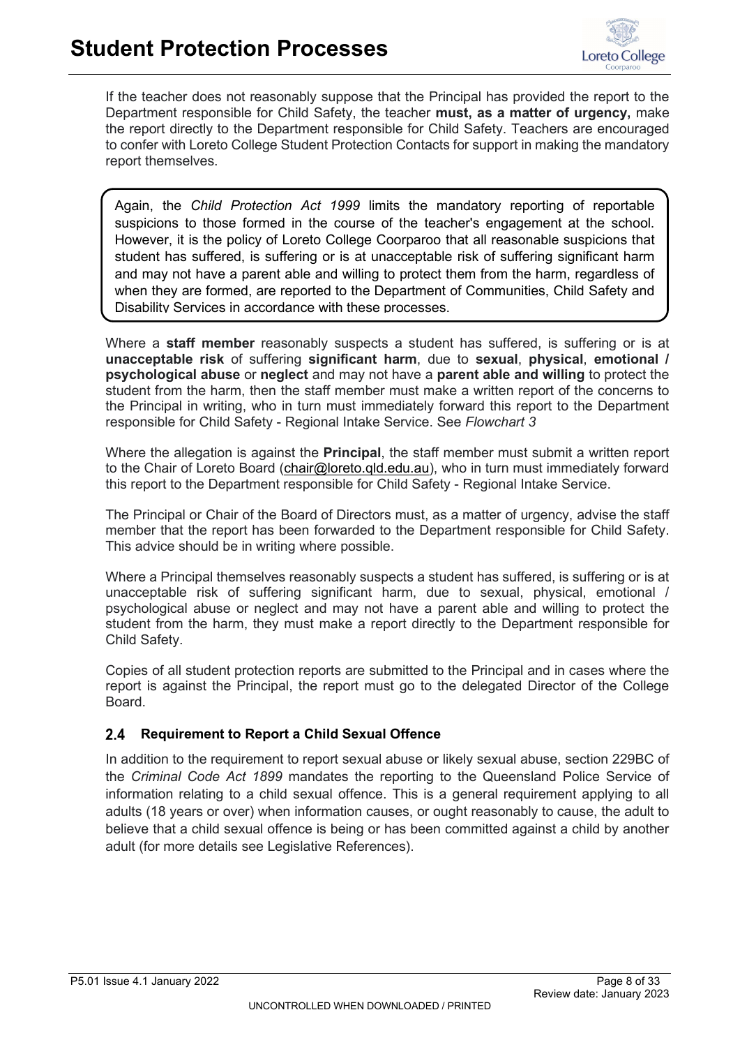If the teacher does not reasonably suppose that the Principal has provided the report to the Department responsible for Child Safety, the teacher **must, as a matter of urgency,** make the report directly to the Department responsible for Child Safety. Teachers are encouraged to confer with Loreto College Student Protection Contacts for support in making the mandatory report themselves.

> Again, the *Child Protection Act 1999* limits the mandatory reporting of reportable suspicions to those formed in the course of the teacher's engagement at the school. However, it is the policy of Loreto College Coorparoo that all reasonable suspicions that student has suffered, is suffering or is at unacceptable risk of suffering significant harm and may not have a parent able and willing to protect them from the harm, regardless of when they are formed, are reported to the Department of Communities, Child Safety and Disability Services in accordance with these processes.

Where a **staff member** reasonably suspects a student has suffered, is suffering or is at **unacceptable risk** of suffering **significant harm**, due to **sexual**, **physical**, **emotional / psychological abuse** or **neglect** and may not have a **parent able and willing** to protect the student from the harm, then the staff member must make a written report of the concerns to the Principal in writing, who in turn must immediately forward this report to the Department responsible for Child Safety - Regional Intake Service. See *Flowchart 3*

Where the allegation is against the **Principal**, the staff member must submit a written report to the Chair of Loreto Board (chair@loreto.qld.edu.au), who in turn must immediately forward this report to the Department responsible for Child Safety - Regional Intake Service.

The Principal or Chair of the Board of Directors must, as a matter of urgency, advise the staff member that the report has been forwarded to the Department responsible for Child Safety. This advice should be in writing where possible.

Where a Principal themselves reasonably suspects a student has suffered, is suffering or is at unacceptable risk of suffering significant harm, due to sexual, physical, emotional / psychological abuse or neglect and may not have a parent able and willing to protect the student from the harm, they must make a report directly to the Department responsible for Child Safety.

Copies of all student protection reports are submitted to the Principal and in cases where the report is against the Principal, the report must go to the delegated Director of the College Board.

### 2.4 Requirement to Report a Child Sexual Offence

In addition to the requirement to report sexual abuse or likely sexual abuse, section 229BC of the *Criminal Code Act 1899* mandates the reporting to the Queensland Police Service of information relating to a child sexual offence. This is a general requirement applying to all adults (18 years or over) when information causes, or ought reasonably to cause, the adult to believe that a child sexual offence is being or has been committed against a child by another adult (for more details see Legislative References).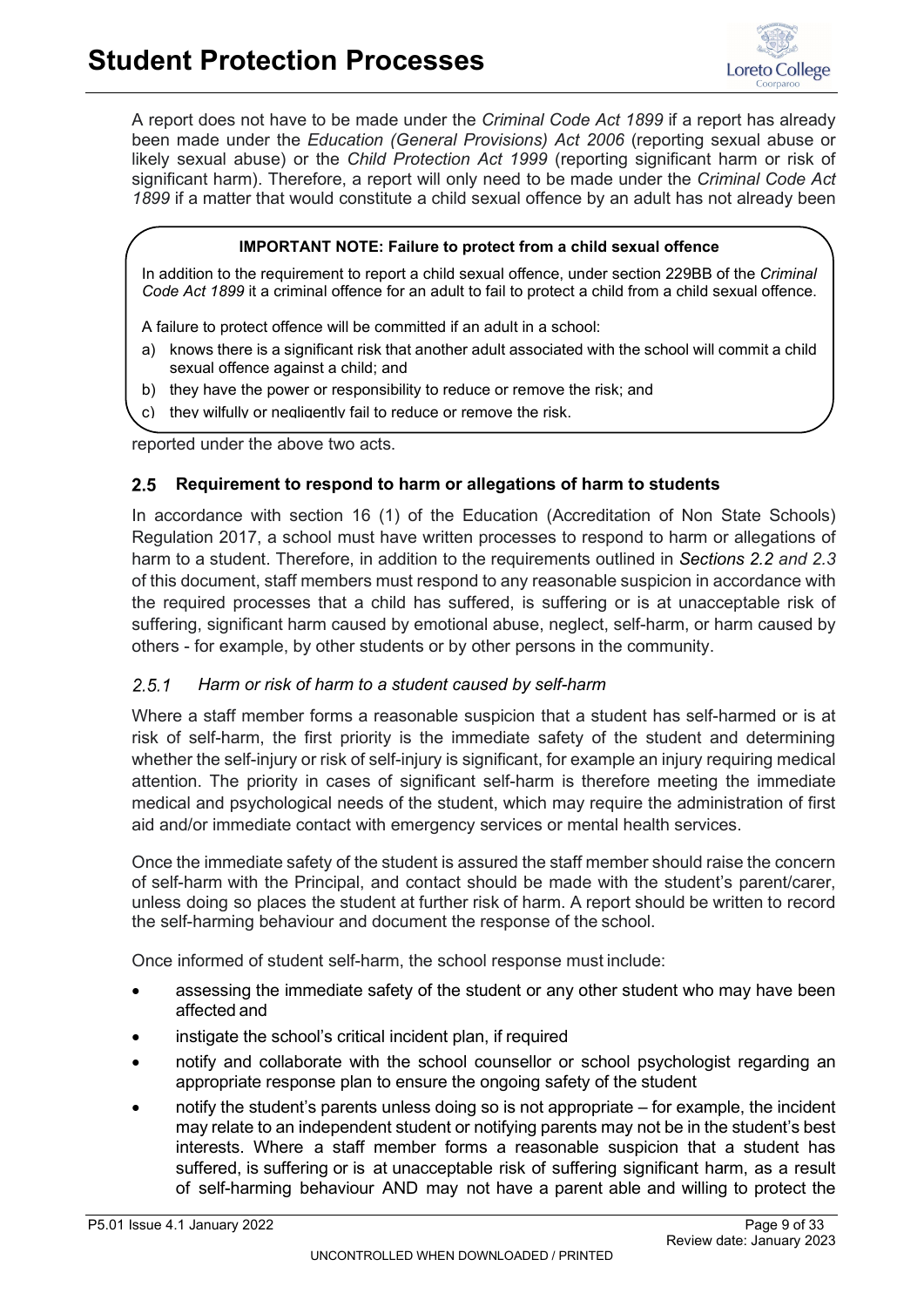A report does not have to be made under the *Criminal Code Act 1899* if a report has already been made under the *Education (General Provisions) Act 2006* (reporting sexual abuse or likely sexual abuse) or the *Child Protection Act 1999* (reporting significant harm or risk of significant harm). Therefore, a report will only need to be made under the *Criminal Code Act 1899* if a matter that would constitute a child sexual offence by an adult has not already been reported under the above two acts.

> **IMPORTANT NOTE: Failure to protect from a child sexual offence**
>
> In addition to the requirement to report a child sexual offence, under section 229BB of the *Criminal Code Act 1899* it a criminal offence for an adult to fail to protect a child from a child sexual offence.
>
> A failure to protect offence will be committed if an adult in a school:
>
> a) knows there is a significant risk that another adult associated with the school will commit a child sexual offence against a child; and
> b) they have the power or responsibility to reduce or remove the risk; and
> c) they wilfully or negligently fail to reduce or remove the risk.

## 2.5 Requirement to respond to harm or allegations of harm to students

In accordance with section 16 (1) of the Education (Accreditation of Non State Schools) Regulation 2017, a school must have written processes to respond to harm or allegations of harm to a student. Therefore, in addition to the requirements outlined in *Sections 2.2 and 2.3* of this document, staff members must respond to any reasonable suspicion in accordance with the required processes that a child has suffered, is suffering or is at unacceptable risk of suffering, significant harm caused by emotional abuse, neglect, self-harm, or harm caused by others - for example, by other students or by other persons in the community.

### *2.5.1 Harm or risk of harm to a student caused by self-harm*

Where a staff member forms a reasonable suspicion that a student has self-harmed or is at risk of self-harm, the first priority is the immediate safety of the student and determining whether the self-injury or risk of self-injury is significant, for example an injury requiring medical attention. The priority in cases of significant self-harm is therefore meeting the immediate medical and psychological needs of the student, which may require the administration of first aid and/or immediate contact with emergency services or mental health services.

Once the immediate safety of the student is assured the staff member should raise the concern of self-harm with the Principal, and contact should be made with the student's parent/carer, unless doing so places the student at further risk of harm. A report should be written to record the self-harming behaviour and document the response of the school.

Once informed of student self-harm, the school response must include:

- assessing the immediate safety of the student or any other student who may have been affected and
- instigate the school's critical incident plan, if required
- notify and collaborate with the school counsellor or school psychologist regarding an appropriate response plan to ensure the ongoing safety of the student
- notify the student's parents unless doing so is not appropriate – for example, the incident may relate to an independent student or notifying parents may not be in the student's best interests. Where a staff member forms a reasonable suspicion that a student has suffered, is suffering or is at unacceptable risk of suffering significant harm, as a result of self-harming behaviour AND may not have a parent able and willing to protect the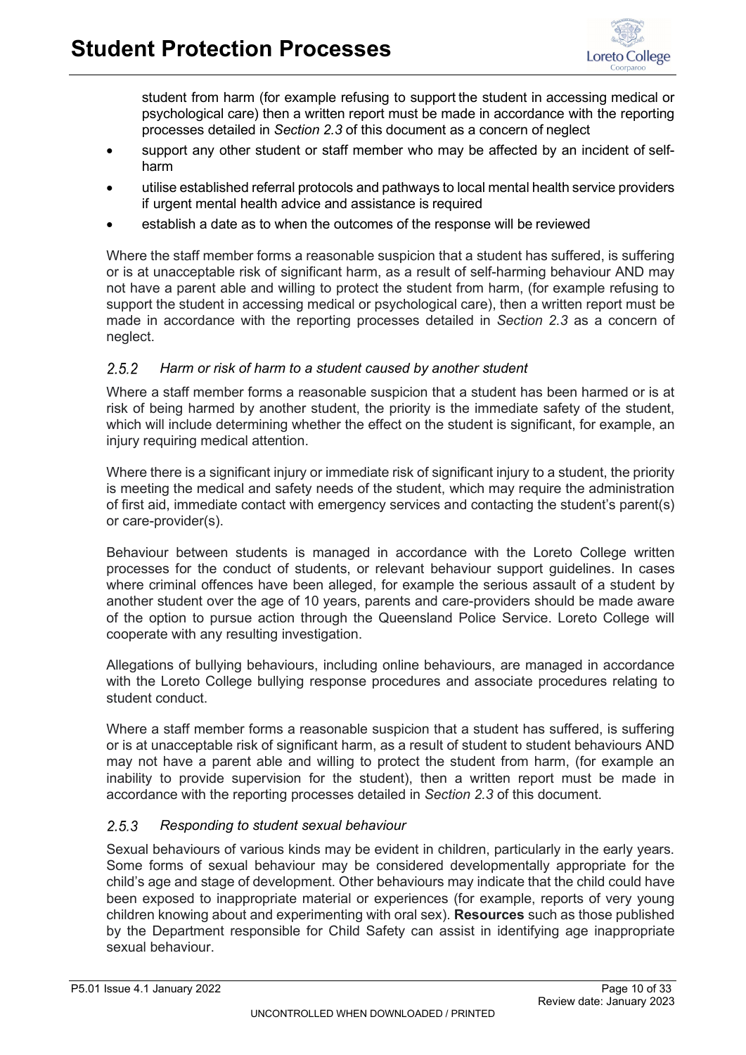student from harm (for example refusing to support the student in accessing medical or psychological care) then a written report must be made in accordance with the reporting processes detailed in *Section 2.3* of this document as a concern of neglect

- support any other student or staff member who may be affected by an incident of self-harm
- utilise established referral protocols and pathways to local mental health service providers if urgent mental health advice and assistance is required
- establish a date as to when the outcomes of the response will be reviewed

Where the staff member forms a reasonable suspicion that a student has suffered, is suffering or is at unacceptable risk of significant harm, as a result of self-harming behaviour AND may not have a parent able and willing to protect the student from harm, (for example refusing to support the student in accessing medical or psychological care), then a written report must be made in accordance with the reporting processes detailed in *Section 2.3* as a concern of neglect.

### *2.5.2 Harm or risk of harm to a student caused by another student*

Where a staff member forms a reasonable suspicion that a student has been harmed or is at risk of being harmed by another student, the priority is the immediate safety of the student, which will include determining whether the effect on the student is significant, for example, an injury requiring medical attention.

Where there is a significant injury or immediate risk of significant injury to a student, the priority is meeting the medical and safety needs of the student, which may require the administration of first aid, immediate contact with emergency services and contacting the student's parent(s) or care-provider(s).

Behaviour between students is managed in accordance with the Loreto College written processes for the conduct of students, or relevant behaviour support guidelines. In cases where criminal offences have been alleged, for example the serious assault of a student by another student over the age of 10 years, parents and care-providers should be made aware of the option to pursue action through the Queensland Police Service. Loreto College will cooperate with any resulting investigation.

Allegations of bullying behaviours, including online behaviours, are managed in accordance with the Loreto College bullying response procedures and associate procedures relating to student conduct.

Where a staff member forms a reasonable suspicion that a student has suffered, is suffering or is at unacceptable risk of significant harm, as a result of student to student behaviours AND may not have a parent able and willing to protect the student from harm, (for example an inability to provide supervision for the student), then a written report must be made in accordance with the reporting processes detailed in *Section 2.3* of this document.

### *2.5.3 Responding to student sexual behaviour*

Sexual behaviours of various kinds may be evident in children, particularly in the early years. Some forms of sexual behaviour may be considered developmentally appropriate for the child's age and stage of development. Other behaviours may indicate that the child could have been exposed to inappropriate material or experiences (for example, reports of very young children knowing about and experimenting with oral sex). **Resources** such as those published by the Department responsible for Child Safety can assist in identifying age inappropriate sexual behaviour.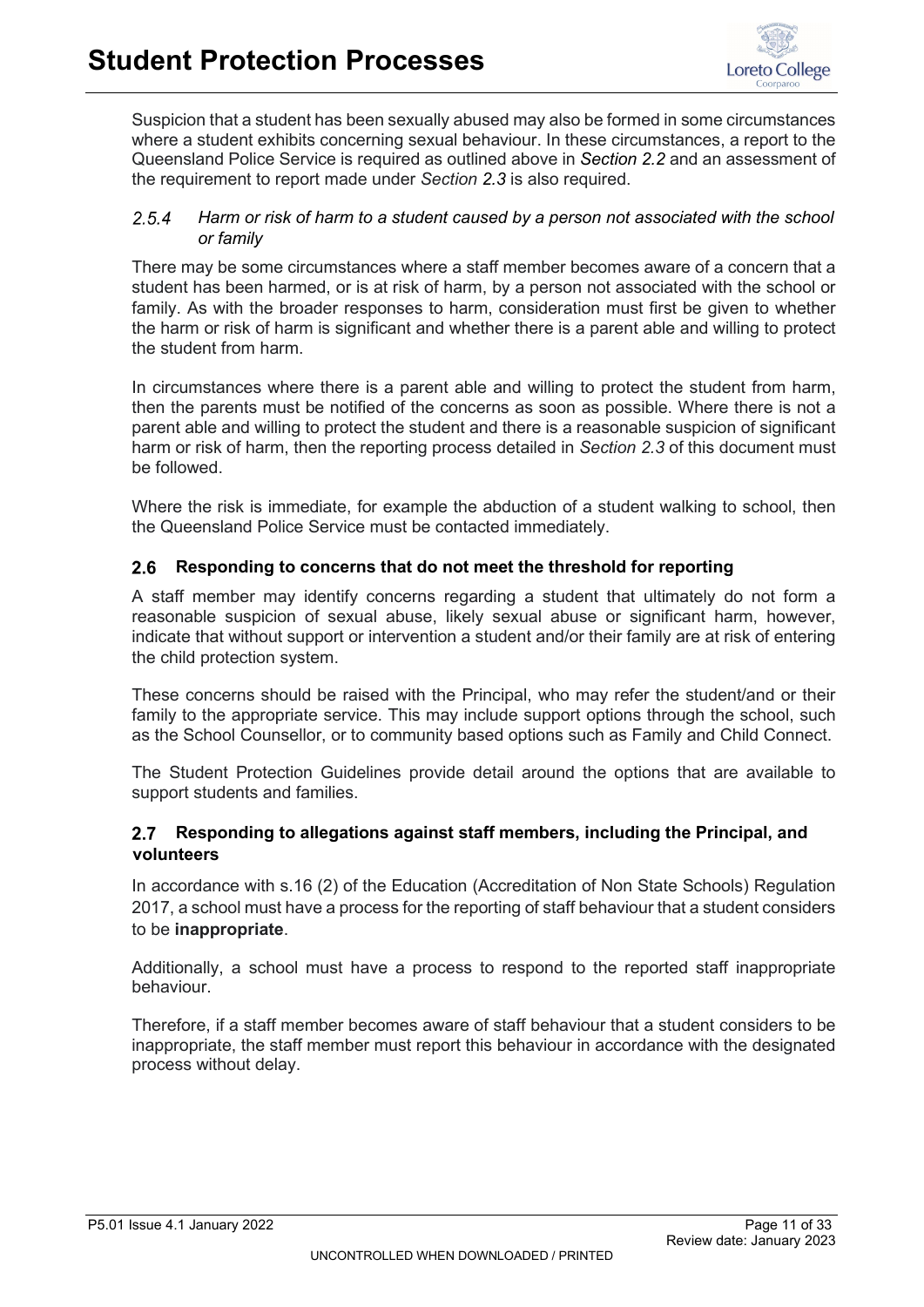Suspicion that a student has been sexually abused may also be formed in some circumstances where a student exhibits concerning sexual behaviour. In these circumstances, a report to the Queensland Police Service is required as outlined above in *Section 2.2* and an assessment of the requirement to report made under *Section 2.3* is also required.

#### *2.5.4 Harm or risk of harm to a student caused by a person not associated with the school or family*

There may be some circumstances where a staff member becomes aware of a concern that a student has been harmed, or is at risk of harm, by a person not associated with the school or family. As with the broader responses to harm, consideration must first be given to whether the harm or risk of harm is significant and whether there is a parent able and willing to protect the student from harm.

In circumstances where there is a parent able and willing to protect the student from harm, then the parents must be notified of the concerns as soon as possible. Where there is not a parent able and willing to protect the student and there is a reasonable suspicion of significant harm or risk of harm, then the reporting process detailed in *Section 2.3* of this document must be followed.

Where the risk is immediate, for example the abduction of a student walking to school, then the Queensland Police Service must be contacted immediately.

### 2.6 Responding to concerns that do not meet the threshold for reporting

A staff member may identify concerns regarding a student that ultimately do not form a reasonable suspicion of sexual abuse, likely sexual abuse or significant harm, however, indicate that without support or intervention a student and/or their family are at risk of entering the child protection system.

These concerns should be raised with the Principal, who may refer the student/and or their family to the appropriate service. This may include support options through the school, such as the School Counsellor, or to community based options such as Family and Child Connect.

The Student Protection Guidelines provide detail around the options that are available to support students and families.

### 2.7 Responding to allegations against staff members, including the Principal, and volunteers

In accordance with s.16 (2) of the Education (Accreditation of Non State Schools) Regulation 2017, a school must have a process for the reporting of staff behaviour that a student considers to be **inappropriate**.

Additionally, a school must have a process to respond to the reported staff inappropriate behaviour.

Therefore, if a staff member becomes aware of staff behaviour that a student considers to be inappropriate, the staff member must report this behaviour in accordance with the designated process without delay.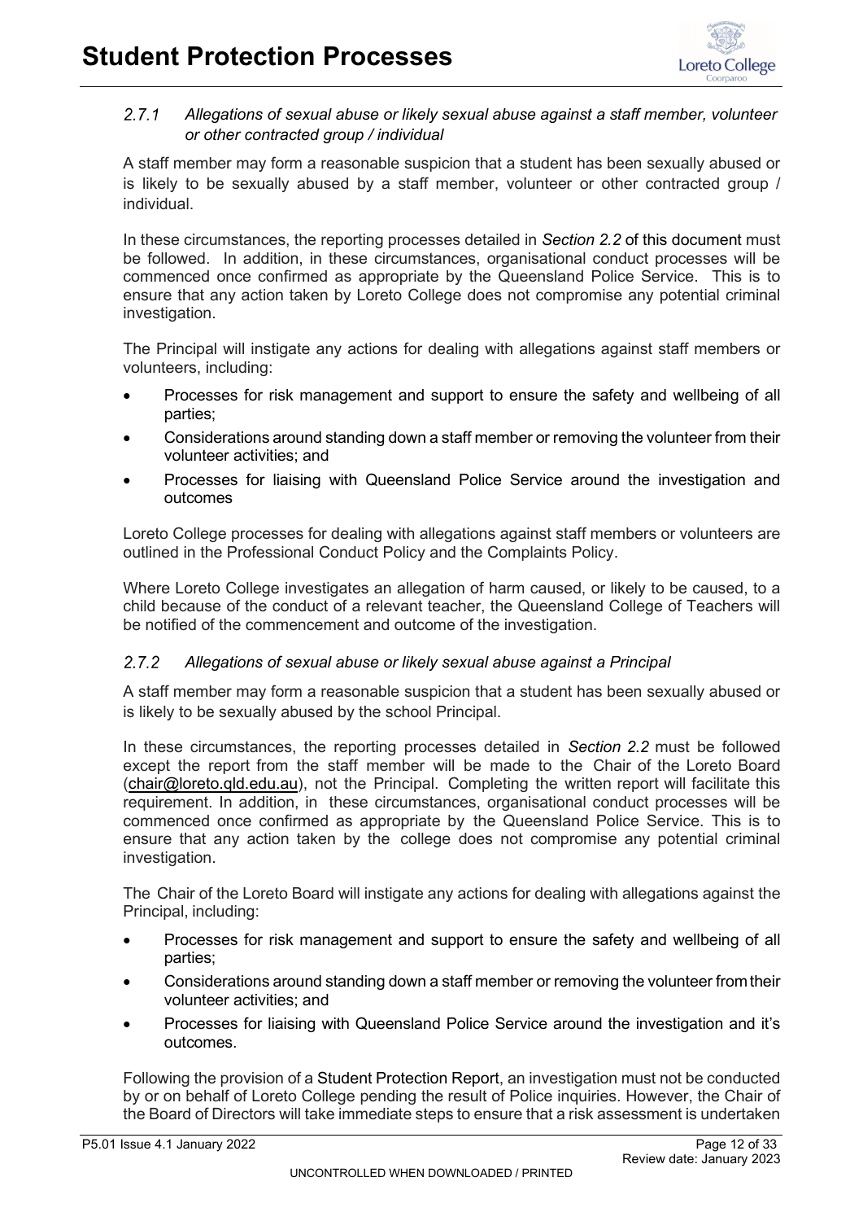### 2.7.1 *Allegations of sexual abuse or likely sexual abuse against a staff member, volunteer or other contracted group / individual*

A staff member may form a reasonable suspicion that a student has been sexually abused or is likely to be sexually abused by a staff member, volunteer or other contracted group / individual.

In these circumstances, the reporting processes detailed in *Section 2.2* of this document must be followed. In addition, in these circumstances, organisational conduct processes will be commenced once confirmed as appropriate by the Queensland Police Service. This is to ensure that any action taken by Loreto College does not compromise any potential criminal investigation.

The Principal will instigate any actions for dealing with allegations against staff members or volunteers, including:

- Processes for risk management and support to ensure the safety and wellbeing of all parties;
- Considerations around standing down a staff member or removing the volunteer from their volunteer activities; and
- Processes for liaising with Queensland Police Service around the investigation and outcomes

Loreto College processes for dealing with allegations against staff members or volunteers are outlined in the Professional Conduct Policy and the Complaints Policy.

Where Loreto College investigates an allegation of harm caused, or likely to be caused, to a child because of the conduct of a relevant teacher, the Queensland College of Teachers will be notified of the commencement and outcome of the investigation.

### 2.7.2 *Allegations of sexual abuse or likely sexual abuse against a Principal*

A staff member may form a reasonable suspicion that a student has been sexually abused or is likely to be sexually abused by the school Principal.

In these circumstances, the reporting processes detailed in *Section 2.2* must be followed except the report from the staff member will be made to the Chair of the Loreto Board (chair@loreto.qld.edu.au), not the Principal. Completing the written report will facilitate this requirement. In addition, in these circumstances, organisational conduct processes will be commenced once confirmed as appropriate by the Queensland Police Service. This is to ensure that any action taken by the college does not compromise any potential criminal investigation.

The Chair of the Loreto Board will instigate any actions for dealing with allegations against the Principal, including:

- Processes for risk management and support to ensure the safety and wellbeing of all parties;
- Considerations around standing down a staff member or removing the volunteer from their volunteer activities; and
- Processes for liaising with Queensland Police Service around the investigation and it's outcomes.

Following the provision of a Student Protection Report, an investigation must not be conducted by or on behalf of Loreto College pending the result of Police inquiries. However, the Chair of the Board of Directors will take immediate steps to ensure that a risk assessment is undertaken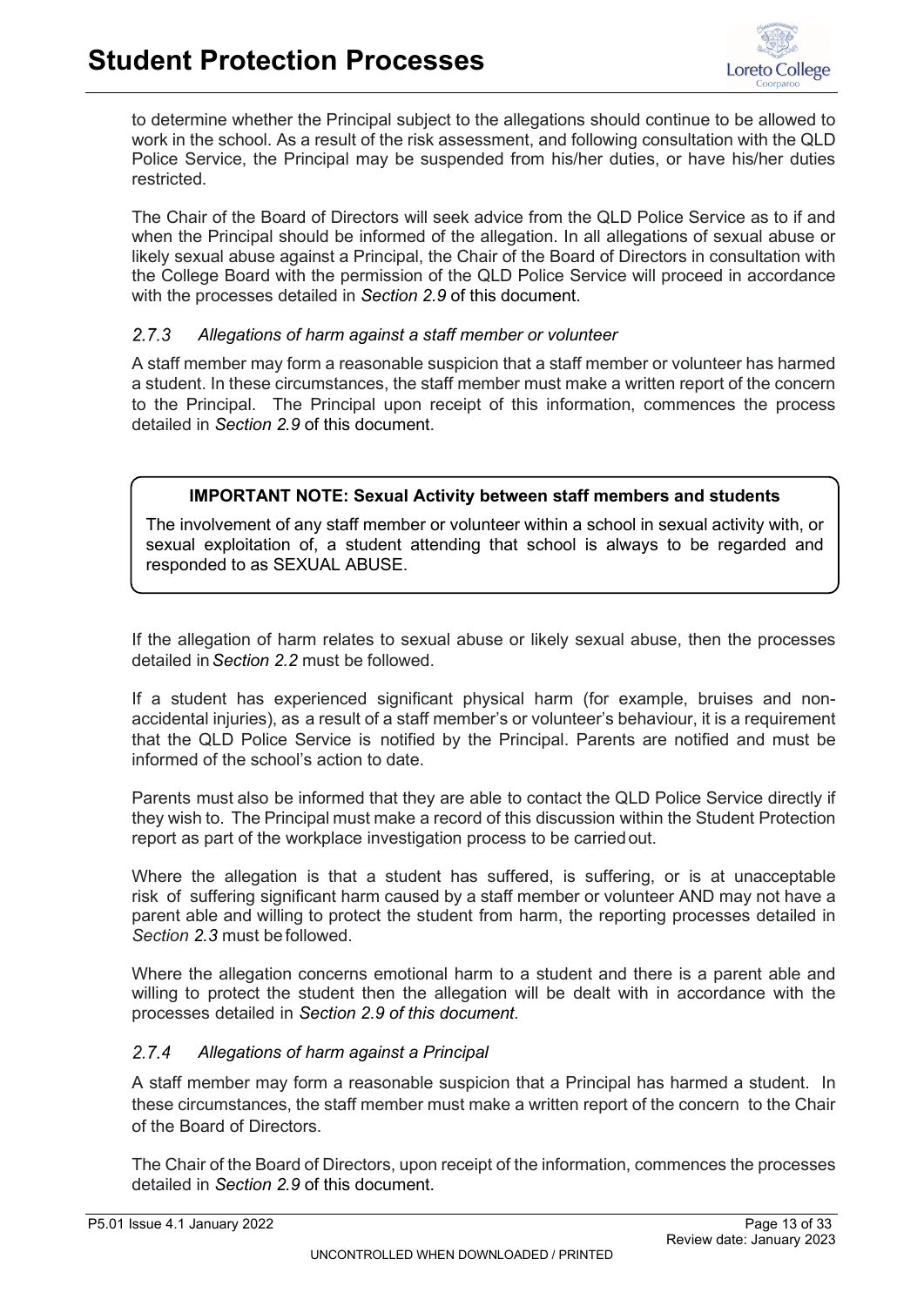to determine whether the Principal subject to the allegations should continue to be allowed to work in the school. As a result of the risk assessment, and following consultation with the QLD Police Service, the Principal may be suspended from his/her duties, or have his/her duties restricted.

The Chair of the Board of Directors will seek advice from the QLD Police Service as to if and when the Principal should be informed of the allegation. In all allegations of sexual abuse or likely sexual abuse against a Principal, the Chair of the Board of Directors in consultation with the College Board with the permission of the QLD Police Service will proceed in accordance with the processes detailed in *Section 2.9* of this document.

### *2.7.3 Allegations of harm against a staff member or volunteer*

A staff member may form a reasonable suspicion that a staff member or volunteer has harmed a student. In these circumstances, the staff member must make a written report of the concern to the Principal. The Principal upon receipt of this information, commences the process detailed in *Section 2.9* of this document.

> **IMPORTANT NOTE: Sexual Activity between staff members and students**
>
> The involvement of any staff member or volunteer within a school in sexual activity with, or sexual exploitation of, a student attending that school is always to be regarded and responded to as SEXUAL ABUSE.

If the allegation of harm relates to sexual abuse or likely sexual abuse, then the processes detailed in *Section 2.2* must be followed.

If a student has experienced significant physical harm (for example, bruises and non-accidental injuries), as a result of a staff member's or volunteer's behaviour, it is a requirement that the QLD Police Service is notified by the Principal. Parents are notified and must be informed of the school's action to date.

Parents must also be informed that they are able to contact the QLD Police Service directly if they wish to. The Principal must make a record of this discussion within the Student Protection report as part of the workplace investigation process to be carried out.

Where the allegation is that a student has suffered, is suffering, or is at unacceptable risk of suffering significant harm caused by a staff member or volunteer AND may not have a parent able and willing to protect the student from harm, the reporting processes detailed in *Section 2.3* must be followed.

Where the allegation concerns emotional harm to a student and there is a parent able and willing to protect the student then the allegation will be dealt with in accordance with the processes detailed in *Section 2.9 of this document.*

### *2.7.4 Allegations of harm against a Principal*

A staff member may form a reasonable suspicion that a Principal has harmed a student. In these circumstances, the staff member must make a written report of the concern to the Chair of the Board of Directors.

The Chair of the Board of Directors, upon receipt of the information, commences the processes detailed in *Section 2.9* of this document.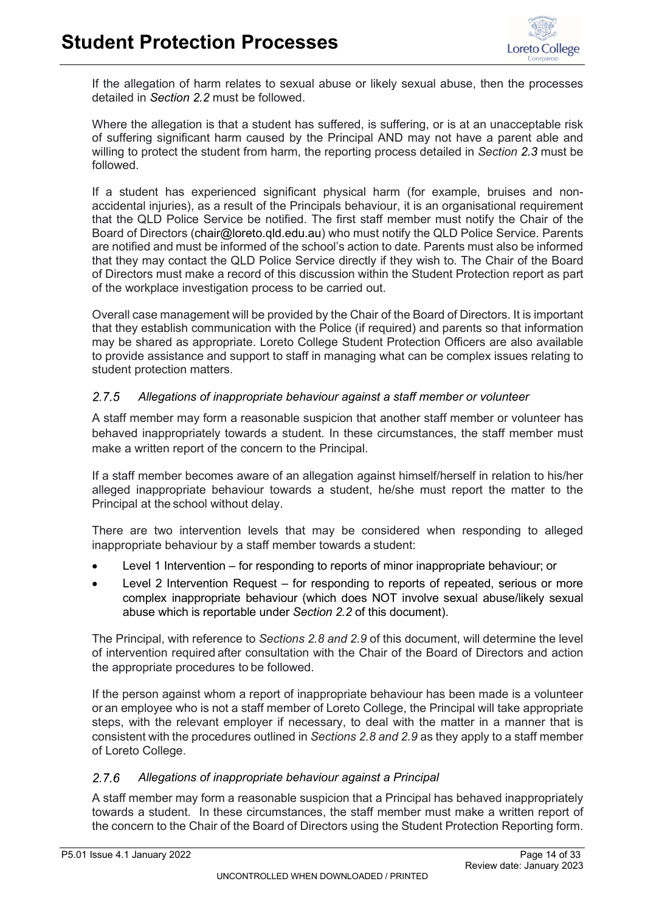If the allegation of harm relates to sexual abuse or likely sexual abuse, then the processes detailed in *Section 2.2* must be followed.

Where the allegation is that a student has suffered, is suffering, or is at an unacceptable risk of suffering significant harm caused by the Principal AND may not have a parent able and willing to protect the student from harm, the reporting process detailed in *Section 2.3* must be followed.

If a student has experienced significant physical harm (for example, bruises and non-accidental injuries), as a result of the Principals behaviour, it is an organisational requirement that the QLD Police Service be notified. The first staff member must notify the Chair of the Board of Directors (chair@loreto.qld.edu.au) who must notify the QLD Police Service. Parents are notified and must be informed of the school's action to date. Parents must also be informed that they may contact the QLD Police Service directly if they wish to. The Chair of the Board of Directors must make a record of this discussion within the Student Protection report as part of the workplace investigation process to be carried out.

Overall case management will be provided by the Chair of the Board of Directors. It is important that they establish communication with the Police (if required) and parents so that information may be shared as appropriate. Loreto College Student Protection Officers are also available to provide assistance and support to staff in managing what can be complex issues relating to student protection matters.

#### *2.7.5 Allegations of inappropriate behaviour against a staff member or volunteer*

A staff member may form a reasonable suspicion that another staff member or volunteer has behaved inappropriately towards a student. In these circumstances, the staff member must make a written report of the concern to the Principal.

If a staff member becomes aware of an allegation against himself/herself in relation to his/her alleged inappropriate behaviour towards a student, he/she must report the matter to the Principal at the school without delay.

There are two intervention levels that may be considered when responding to alleged inappropriate behaviour by a staff member towards a student:

- Level 1 Intervention – for responding to reports of minor inappropriate behaviour; or
- Level 2 Intervention Request – for responding to reports of repeated, serious or more complex inappropriate behaviour (which does NOT involve sexual abuse/likely sexual abuse which is reportable under *Section 2.2* of this document).

The Principal, with reference to *Sections 2.8 and 2.9* of this document, will determine the level of intervention required after consultation with the Chair of the Board of Directors and action the appropriate procedures to be followed.

If the person against whom a report of inappropriate behaviour has been made is a volunteer or an employee who is not a staff member of Loreto College, the Principal will take appropriate steps, with the relevant employer if necessary, to deal with the matter in a manner that is consistent with the procedures outlined in *Sections 2.8 and 2.9* as they apply to a staff member of Loreto College.

#### *2.7.6 Allegations of inappropriate behaviour against a Principal*

A staff member may form a reasonable suspicion that a Principal has behaved inappropriately towards a student. In these circumstances, the staff member must make a written report of the concern to the Chair of the Board of Directors using the Student Protection Reporting form.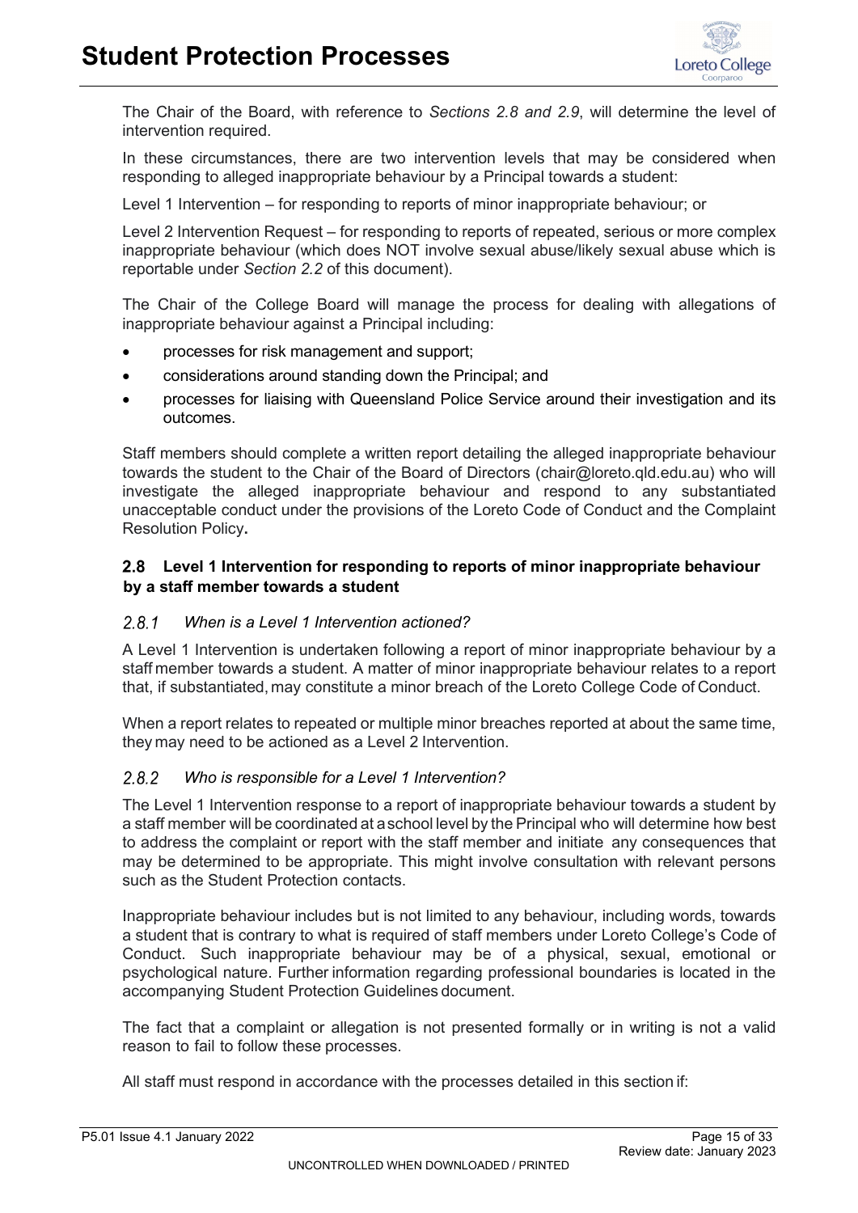The Chair of the Board, with reference to *Sections 2.8 and 2.9*, will determine the level of intervention required.

In these circumstances, there are two intervention levels that may be considered when responding to alleged inappropriate behaviour by a Principal towards a student:

Level 1 Intervention – for responding to reports of minor inappropriate behaviour; or

Level 2 Intervention Request – for responding to reports of repeated, serious or more complex inappropriate behaviour (which does NOT involve sexual abuse/likely sexual abuse which is reportable under *Section 2.2* of this document).

The Chair of the College Board will manage the process for dealing with allegations of inappropriate behaviour against a Principal including:

- processes for risk management and support;
- considerations around standing down the Principal; and
- processes for liaising with Queensland Police Service around their investigation and its outcomes.

Staff members should complete a written report detailing the alleged inappropriate behaviour towards the student to the Chair of the Board of Directors (chair@loreto.qld.edu.au) who will investigate the alleged inappropriate behaviour and respond to any substantiated unacceptable conduct under the provisions of the Loreto Code of Conduct and the Complaint Resolution Policy**.**

### 2.8 Level 1 Intervention for responding to reports of minor inappropriate behaviour by a staff member towards a student

#### *2.8.1 When is a Level 1 Intervention actioned?*

A Level 1 Intervention is undertaken following a report of minor inappropriate behaviour by a staff member towards a student. A matter of minor inappropriate behaviour relates to a report that, if substantiated, may constitute a minor breach of the Loreto College Code of Conduct.

When a report relates to repeated or multiple minor breaches reported at about the same time, they may need to be actioned as a Level 2 Intervention.

#### *2.8.2 Who is responsible for a Level 1 Intervention?*

The Level 1 Intervention response to a report of inappropriate behaviour towards a student by a staff member will be coordinated at a school level by the Principal who will determine how best to address the complaint or report with the staff member and initiate any consequences that may be determined to be appropriate. This might involve consultation with relevant persons such as the Student Protection contacts.

Inappropriate behaviour includes but is not limited to any behaviour, including words, towards a student that is contrary to what is required of staff members under Loreto College's Code of Conduct. Such inappropriate behaviour may be of a physical, sexual, emotional or psychological nature. Further information regarding professional boundaries is located in the accompanying Student Protection Guidelines document.

The fact that a complaint or allegation is not presented formally or in writing is not a valid reason to fail to follow these processes.

All staff must respond in accordance with the processes detailed in this section if: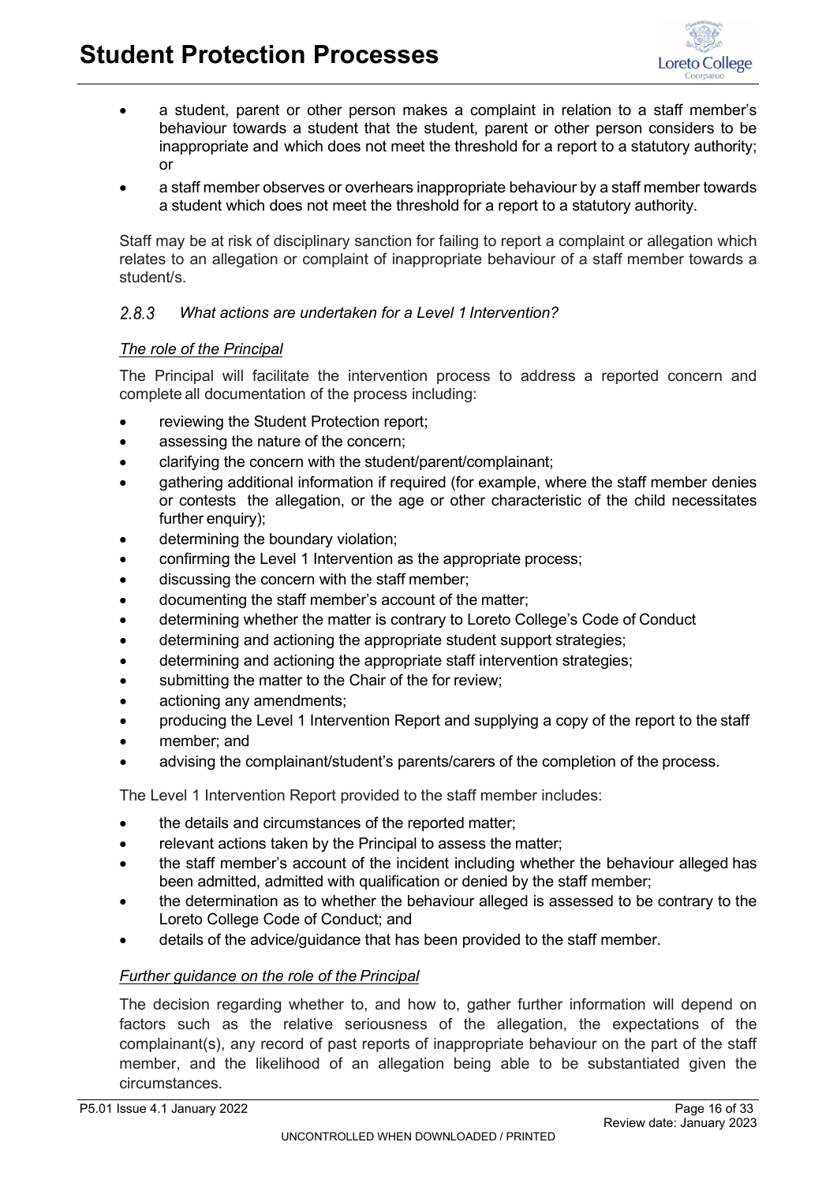- a student, parent or other person makes a complaint in relation to a staff member's behaviour towards a student that the student, parent or other person considers to be inappropriate and which does not meet the threshold for a report to a statutory authority; or
- a staff member observes or overhears inappropriate behaviour by a staff member towards a student which does not meet the threshold for a report to a statutory authority.

Staff may be at risk of disciplinary sanction for failing to report a complaint or allegation which relates to an allegation or complaint of inappropriate behaviour of a staff member towards a student/s.

### 2.8.3 *What actions are undertaken for a Level 1 Intervention?*

<u>*The role of the Principal*</u>

The Principal will facilitate the intervention process to address a reported concern and complete all documentation of the process including:

- reviewing the Student Protection report;
- assessing the nature of the concern;
- clarifying the concern with the student/parent/complainant;
- gathering additional information if required (for example, where the staff member denies or contests the allegation, or the age or other characteristic of the child necessitates further enquiry);
- determining the boundary violation;
- confirming the Level 1 Intervention as the appropriate process;
- discussing the concern with the staff member;
- documenting the staff member's account of the matter;
- determining whether the matter is contrary to Loreto College's Code of Conduct
- determining and actioning the appropriate student support strategies;
- determining and actioning the appropriate staff intervention strategies;
- submitting the matter to the Chair of the for review;
- actioning any amendments;
- producing the Level 1 Intervention Report and supplying a copy of the report to the staff
- member; and
- advising the complainant/student's parents/carers of the completion of the process.

The Level 1 Intervention Report provided to the staff member includes:

- the details and circumstances of the reported matter;
- relevant actions taken by the Principal to assess the matter;
- the staff member's account of the incident including whether the behaviour alleged has been admitted, admitted with qualification or denied by the staff member;
- the determination as to whether the behaviour alleged is assessed to be contrary to the Loreto College Code of Conduct; and
- details of the advice/guidance that has been provided to the staff member.

<u>*Further guidance on the role of the Principal*</u>

The decision regarding whether to, and how to, gather further information will depend on factors such as the relative seriousness of the allegation, the expectations of the complainant(s), any record of past reports of inappropriate behaviour on the part of the staff member, and the likelihood of an allegation being able to be substantiated given the circumstances.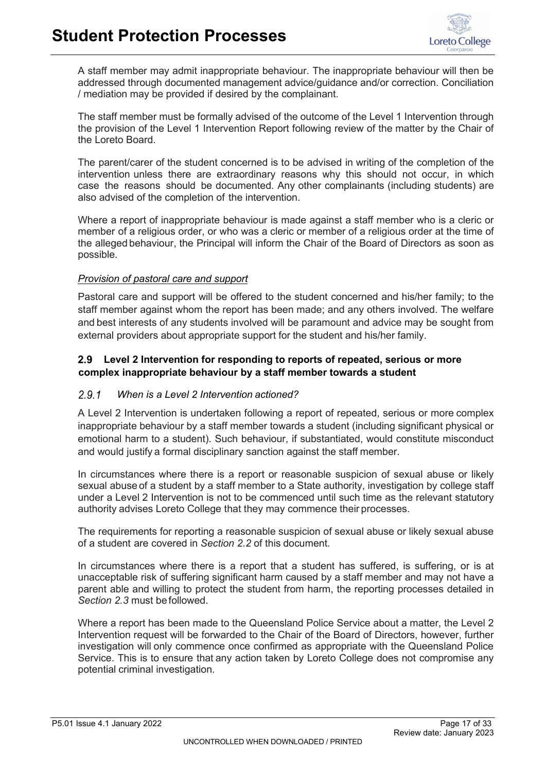A staff member may admit inappropriate behaviour. The inappropriate behaviour will then be addressed through documented management advice/guidance and/or correction. Conciliation / mediation may be provided if desired by the complainant.

The staff member must be formally advised of the outcome of the Level 1 Intervention through the provision of the Level 1 Intervention Report following review of the matter by the Chair of the Loreto Board.

The parent/carer of the student concerned is to be advised in writing of the completion of the intervention unless there are extraordinary reasons why this should not occur, in which case the reasons should be documented. Any other complainants (including students) are also advised of the completion of the intervention.

Where a report of inappropriate behaviour is made against a staff member who is a cleric or member of a religious order, or who was a cleric or member of a religious order at the time of the alleged behaviour, the Principal will inform the Chair of the Board of Directors as soon as possible.

*Provision of pastoral care and support*

Pastoral care and support will be offered to the student concerned and his/her family; to the staff member against whom the report has been made; and any others involved. The welfare and best interests of any students involved will be paramount and advice may be sought from external providers about appropriate support for the student and his/her family.

### 2.9 Level 2 Intervention for responding to reports of repeated, serious or more complex inappropriate behaviour by a staff member towards a student

#### *2.9.1 When is a Level 2 Intervention actioned?*

A Level 2 Intervention is undertaken following a report of repeated, serious or more complex inappropriate behaviour by a staff member towards a student (including significant physical or emotional harm to a student). Such behaviour, if substantiated, would constitute misconduct and would justify a formal disciplinary sanction against the staff member.

In circumstances where there is a report or reasonable suspicion of sexual abuse or likely sexual abuse of a student by a staff member to a State authority, investigation by college staff under a Level 2 Intervention is not to be commenced until such time as the relevant statutory authority advises Loreto College that they may commence their processes.

The requirements for reporting a reasonable suspicion of sexual abuse or likely sexual abuse of a student are covered in *Section 2.2* of this document.

In circumstances where there is a report that a student has suffered, is suffering, or is at unacceptable risk of suffering significant harm caused by a staff member and may not have a parent able and willing to protect the student from harm, the reporting processes detailed in *Section 2.3* must be followed.

Where a report has been made to the Queensland Police Service about a matter, the Level 2 Intervention request will be forwarded to the Chair of the Board of Directors, however, further investigation will only commence once confirmed as appropriate with the Queensland Police Service. This is to ensure that any action taken by Loreto College does not compromise any potential criminal investigation.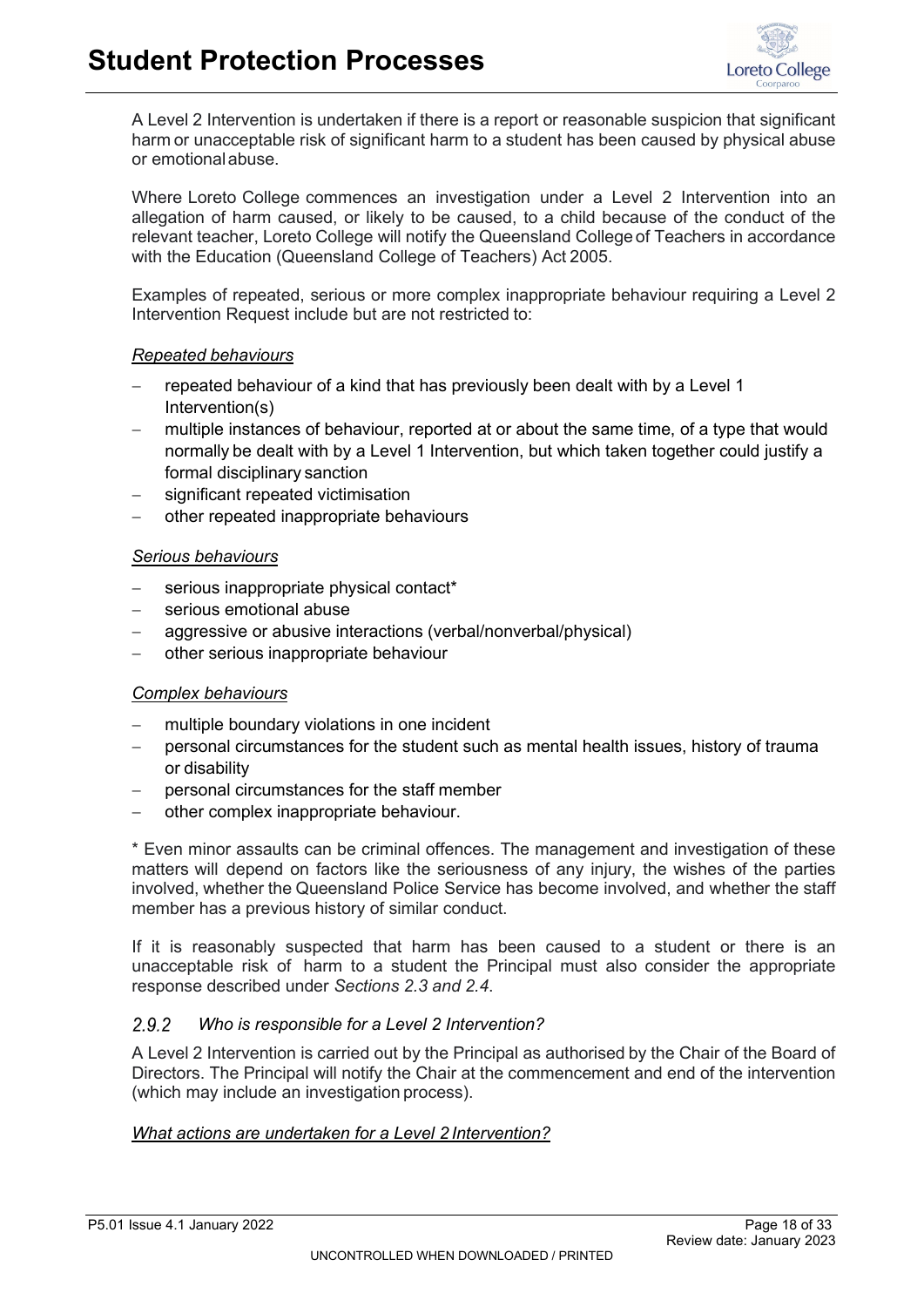A Level 2 Intervention is undertaken if there is a report or reasonable suspicion that significant harm or unacceptable risk of significant harm to a student has been caused by physical abuse or emotional abuse.

Where Loreto College commences an investigation under a Level 2 Intervention into an allegation of harm caused, or likely to be caused, to a child because of the conduct of the relevant teacher, Loreto College will notify the Queensland College of Teachers in accordance with the Education (Queensland College of Teachers) Act 2005.

Examples of repeated, serious or more complex inappropriate behaviour requiring a Level 2 Intervention Request include but are not restricted to:

*Repeated behaviours*

- repeated behaviour of a kind that has previously been dealt with by a Level 1 Intervention(s)
- multiple instances of behaviour, reported at or about the same time, of a type that would normally be dealt with by a Level 1 Intervention, but which taken together could justify a formal disciplinary sanction
- significant repeated victimisation
- other repeated inappropriate behaviours

*Serious behaviours*

- serious inappropriate physical contact*
- serious emotional abuse
- aggressive or abusive interactions (verbal/nonverbal/physical)
- other serious inappropriate behaviour

*Complex behaviours*

- multiple boundary violations in one incident
- personal circumstances for the student such as mental health issues, history of trauma or disability
- personal circumstances for the staff member
- other complex inappropriate behaviour.

* Even minor assaults can be criminal offences. The management and investigation of these matters will depend on factors like the seriousness of any injury, the wishes of the parties involved, whether the Queensland Police Service has become involved, and whether the staff member has a previous history of similar conduct.

If it is reasonably suspected that harm has been caused to a student or there is an unacceptable risk of harm to a student the Principal must also consider the appropriate response described under *Sections 2.3 and 2.4*.

### *2.9.2 Who is responsible for a Level 2 Intervention?*

A Level 2 Intervention is carried out by the Principal as authorised by the Chair of the Board of Directors. The Principal will notify the Chair at the commencement and end of the intervention (which may include an investigation process).

*What actions are undertaken for a Level 2 Intervention?*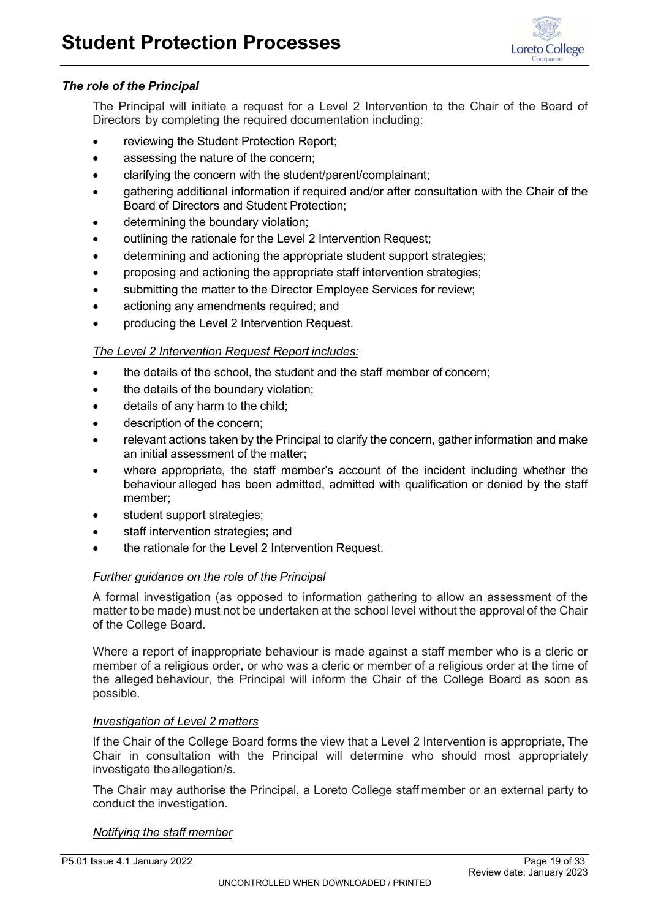### *The role of the Principal*

The Principal will initiate a request for a Level 2 Intervention to the Chair of the Board of Directors by completing the required documentation including:

- reviewing the Student Protection Report;
- assessing the nature of the concern;
- clarifying the concern with the student/parent/complainant;
- gathering additional information if required and/or after consultation with the Chair of the Board of Directors and Student Protection;
- determining the boundary violation;
- outlining the rationale for the Level 2 Intervention Request;
- determining and actioning the appropriate student support strategies;
- proposing and actioning the appropriate staff intervention strategies;
- submitting the matter to the Director Employee Services for review;
- actioning any amendments required; and
- producing the Level 2 Intervention Request.

*The Level 2 Intervention Request Report includes:*

- the details of the school, the student and the staff member of concern;
- the details of the boundary violation;
- details of any harm to the child;
- description of the concern;
- relevant actions taken by the Principal to clarify the concern, gather information and make an initial assessment of the matter;
- where appropriate, the staff member's account of the incident including whether the behaviour alleged has been admitted, admitted with qualification or denied by the staff member;
- student support strategies;
- staff intervention strategies; and
- the rationale for the Level 2 Intervention Request.

*Further guidance on the role of the Principal*

A formal investigation (as opposed to information gathering to allow an assessment of the matter to be made) must not be undertaken at the school level without the approval of the Chair of the College Board.

Where a report of inappropriate behaviour is made against a staff member who is a cleric or member of a religious order, or who was a cleric or member of a religious order at the time of the alleged behaviour, the Principal will inform the Chair of the College Board as soon as possible.

*Investigation of Level 2 matters*

If the Chair of the College Board forms the view that a Level 2 Intervention is appropriate, The Chair in consultation with the Principal will determine who should most appropriately investigate the allegation/s.

The Chair may authorise the Principal, a Loreto College staff member or an external party to conduct the investigation.

*Notifying the staff member*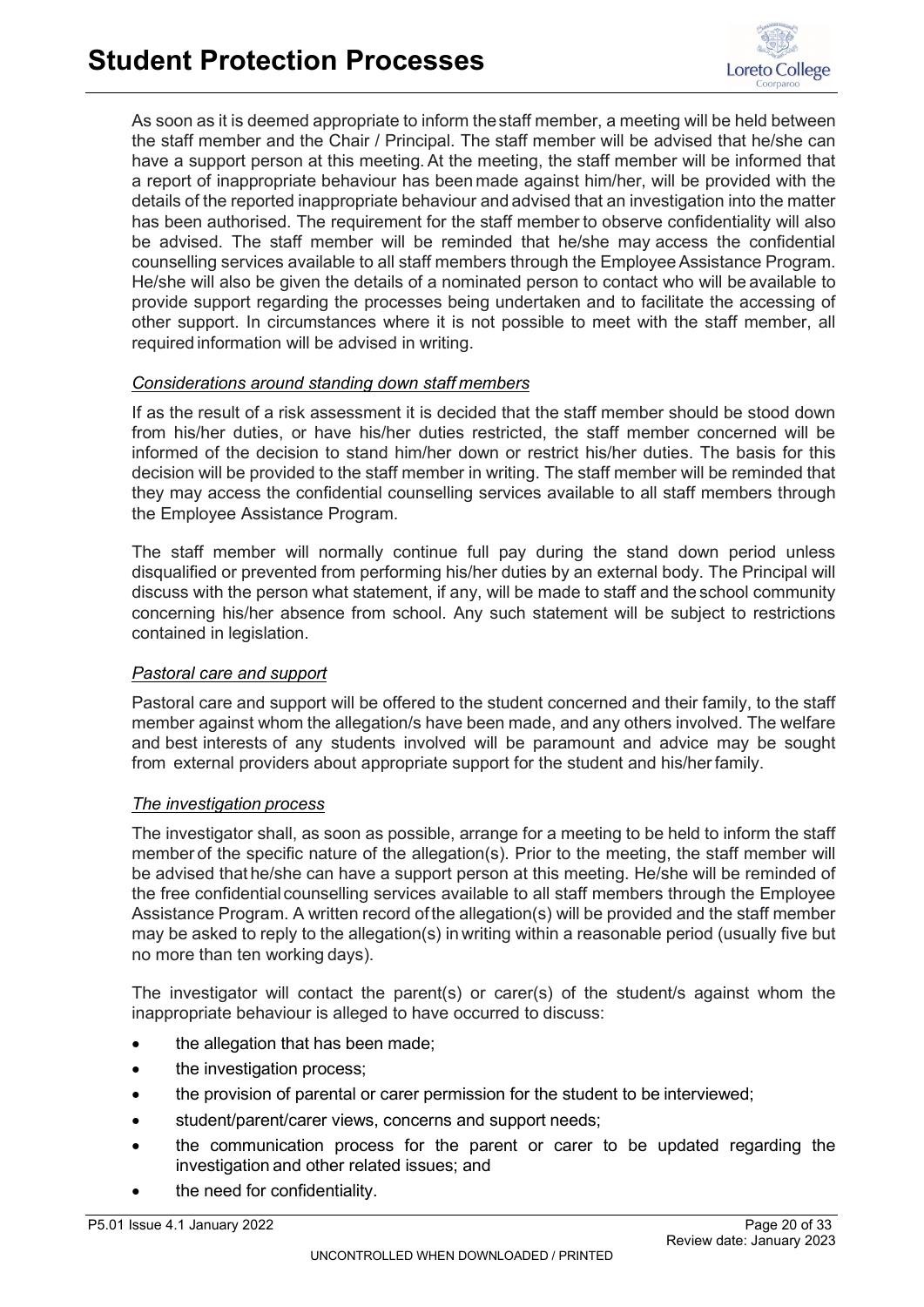As soon as it is deemed appropriate to inform the staff member, a meeting will be held between the staff member and the Chair / Principal. The staff member will be advised that he/she can have a support person at this meeting. At the meeting, the staff member will be informed that a report of inappropriate behaviour has been made against him/her, will be provided with the details of the reported inappropriate behaviour and advised that an investigation into the matter has been authorised. The requirement for the staff member to observe confidentiality will also be advised. The staff member will be reminded that he/she may access the confidential counselling services available to all staff members through the Employee Assistance Program. He/she will also be given the details of a nominated person to contact who will be available to provide support regarding the processes being undertaken and to facilitate the accessing of other support. In circumstances where it is not possible to meet with the staff member, all required information will be advised in writing.

*<u>Considerations around standing down staff members</u>*

If as the result of a risk assessment it is decided that the staff member should be stood down from his/her duties, or have his/her duties restricted, the staff member concerned will be informed of the decision to stand him/her down or restrict his/her duties. The basis for this decision will be provided to the staff member in writing. The staff member will be reminded that they may access the confidential counselling services available to all staff members through the Employee Assistance Program.

The staff member will normally continue full pay during the stand down period unless disqualified or prevented from performing his/her duties by an external body. The Principal will discuss with the person what statement, if any, will be made to staff and the school community concerning his/her absence from school. Any such statement will be subject to restrictions contained in legislation.

*<u>Pastoral care and support</u>*

Pastoral care and support will be offered to the student concerned and their family, to the staff member against whom the allegation/s have been made, and any others involved. The welfare and best interests of any students involved will be paramount and advice may be sought from external providers about appropriate support for the student and his/her family.

*<u>The investigation process</u>*

The investigator shall, as soon as possible, arrange for a meeting to be held to inform the staff member of the specific nature of the allegation(s). Prior to the meeting, the staff member will be advised that he/she can have a support person at this meeting. He/she will be reminded of the free confidential counselling services available to all staff members through the Employee Assistance Program. A written record of the allegation(s) will be provided and the staff member may be asked to reply to the allegation(s) in writing within a reasonable period (usually five but no more than ten working days).

The investigator will contact the parent(s) or carer(s) of the student/s against whom the inappropriate behaviour is alleged to have occurred to discuss:

- the allegation that has been made;
- the investigation process;
- the provision of parental or carer permission for the student to be interviewed;
- student/parent/carer views, concerns and support needs;
- the communication process for the parent or carer to be updated regarding the investigation and other related issues; and
- the need for confidentiality.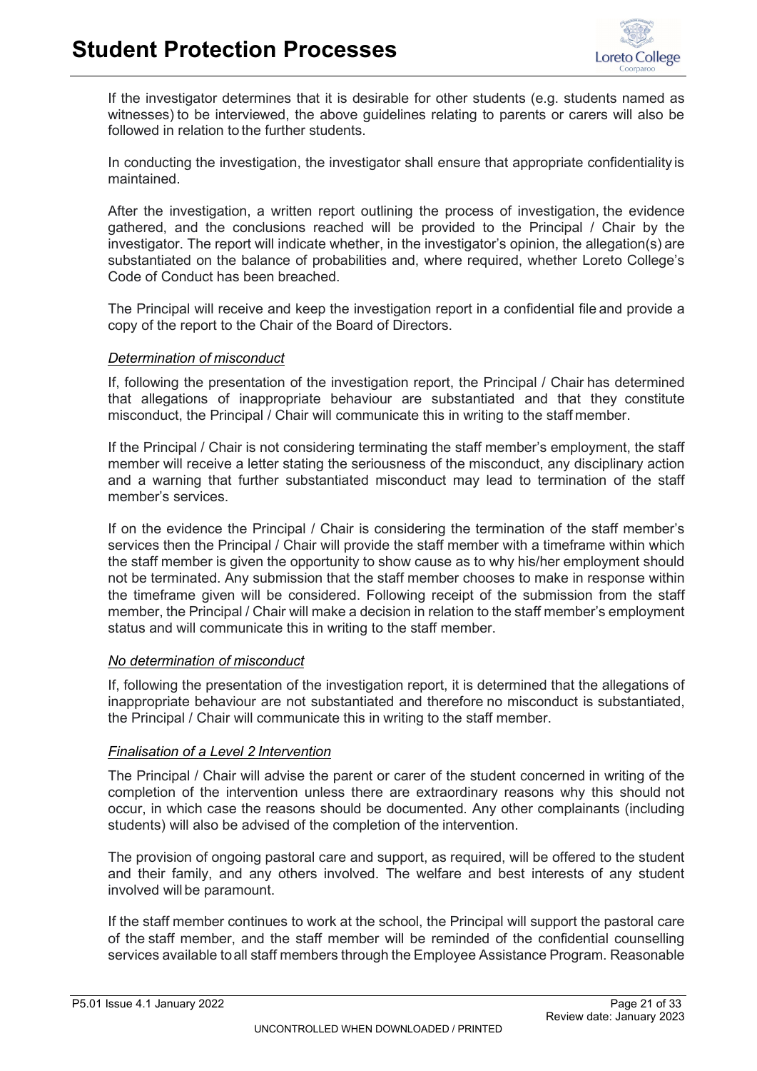If the investigator determines that it is desirable for other students (e.g. students named as witnesses) to be interviewed, the above guidelines relating to parents or carers will also be followed in relation to the further students.

In conducting the investigation, the investigator shall ensure that appropriate confidentiality is maintained.

After the investigation, a written report outlining the process of investigation, the evidence gathered, and the conclusions reached will be provided to the Principal / Chair by the investigator. The report will indicate whether, in the investigator's opinion, the allegation(s) are substantiated on the balance of probabilities and, where required, whether Loreto College's Code of Conduct has been breached.

The Principal will receive and keep the investigation report in a confidential file and provide a copy of the report to the Chair of the Board of Directors.

*Determination of misconduct*

If, following the presentation of the investigation report, the Principal / Chair has determined that allegations of inappropriate behaviour are substantiated and that they constitute misconduct, the Principal / Chair will communicate this in writing to the staff member.

If the Principal / Chair is not considering terminating the staff member's employment, the staff member will receive a letter stating the seriousness of the misconduct, any disciplinary action and a warning that further substantiated misconduct may lead to termination of the staff member's services.

If on the evidence the Principal / Chair is considering the termination of the staff member's services then the Principal / Chair will provide the staff member with a timeframe within which the staff member is given the opportunity to show cause as to why his/her employment should not be terminated. Any submission that the staff member chooses to make in response within the timeframe given will be considered. Following receipt of the submission from the staff member, the Principal / Chair will make a decision in relation to the staff member's employment status and will communicate this in writing to the staff member.

*No determination of misconduct*

If, following the presentation of the investigation report, it is determined that the allegations of inappropriate behaviour are not substantiated and therefore no misconduct is substantiated, the Principal / Chair will communicate this in writing to the staff member.

*Finalisation of a Level 2 Intervention*

The Principal / Chair will advise the parent or carer of the student concerned in writing of the completion of the intervention unless there are extraordinary reasons why this should not occur, in which case the reasons should be documented. Any other complainants (including students) will also be advised of the completion of the intervention.

The provision of ongoing pastoral care and support, as required, will be offered to the student and their family, and any others involved. The welfare and best interests of any student involved will be paramount.

If the staff member continues to work at the school, the Principal will support the pastoral care of the staff member, and the staff member will be reminded of the confidential counselling services available to all staff members through the Employee Assistance Program. Reasonable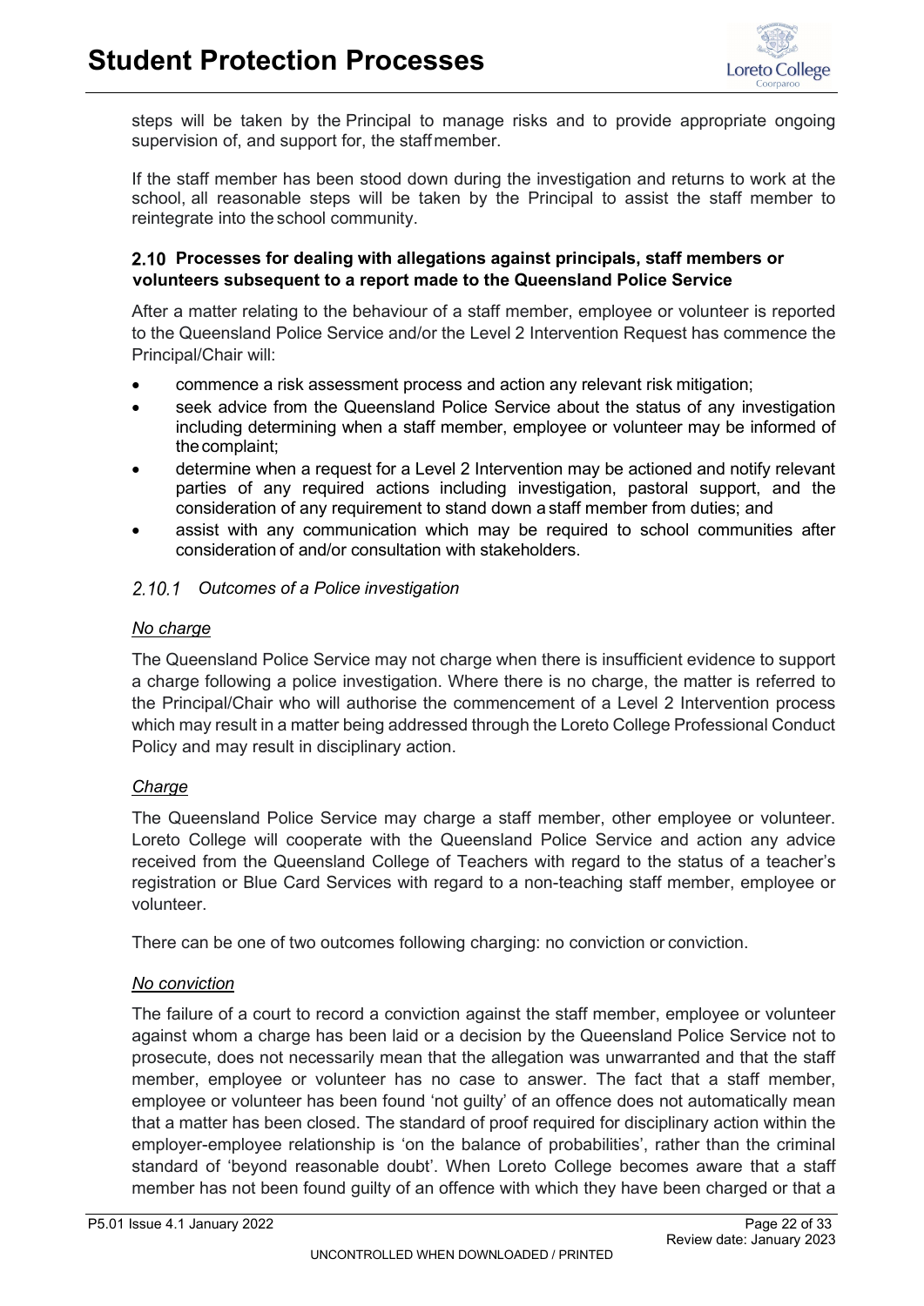steps will be taken by the Principal to manage risks and to provide appropriate ongoing supervision of, and support for, the staff member.

If the staff member has been stood down during the investigation and returns to work at the school, all reasonable steps will be taken by the Principal to assist the staff member to reintegrate into the school community.

### 2.10 Processes for dealing with allegations against principals, staff members or volunteers subsequent to a report made to the Queensland Police Service

After a matter relating to the behaviour of a staff member, employee or volunteer is reported to the Queensland Police Service and/or the Level 2 Intervention Request has commence the Principal/Chair will:

- commence a risk assessment process and action any relevant risk mitigation;
- seek advice from the Queensland Police Service about the status of any investigation including determining when a staff member, employee or volunteer may be informed of the complaint;
- determine when a request for a Level 2 Intervention may be actioned and notify relevant parties of any required actions including investigation, pastoral support, and the consideration of any requirement to stand down a staff member from duties; and
- assist with any communication which may be required to school communities after consideration of and/or consultation with stakeholders.

#### *2.10.1 Outcomes of a Police investigation*

*No charge*

The Queensland Police Service may not charge when there is insufficient evidence to support a charge following a police investigation. Where there is no charge, the matter is referred to the Principal/Chair who will authorise the commencement of a Level 2 Intervention process which may result in a matter being addressed through the Loreto College Professional Conduct Policy and may result in disciplinary action.

*Charge*

The Queensland Police Service may charge a staff member, other employee or volunteer. Loreto College will cooperate with the Queensland Police Service and action any advice received from the Queensland College of Teachers with regard to the status of a teacher's registration or Blue Card Services with regard to a non-teaching staff member, employee or volunteer.

There can be one of two outcomes following charging: no conviction or conviction.

*No conviction*

The failure of a court to record a conviction against the staff member, employee or volunteer against whom a charge has been laid or a decision by the Queensland Police Service not to prosecute, does not necessarily mean that the allegation was unwarranted and that the staff member, employee or volunteer has no case to answer. The fact that a staff member, employee or volunteer has been found 'not guilty' of an offence does not automatically mean that a matter has been closed. The standard of proof required for disciplinary action within the employer-employee relationship is 'on the balance of probabilities', rather than the criminal standard of 'beyond reasonable doubt'. When Loreto College becomes aware that a staff member has not been found guilty of an offence with which they have been charged or that a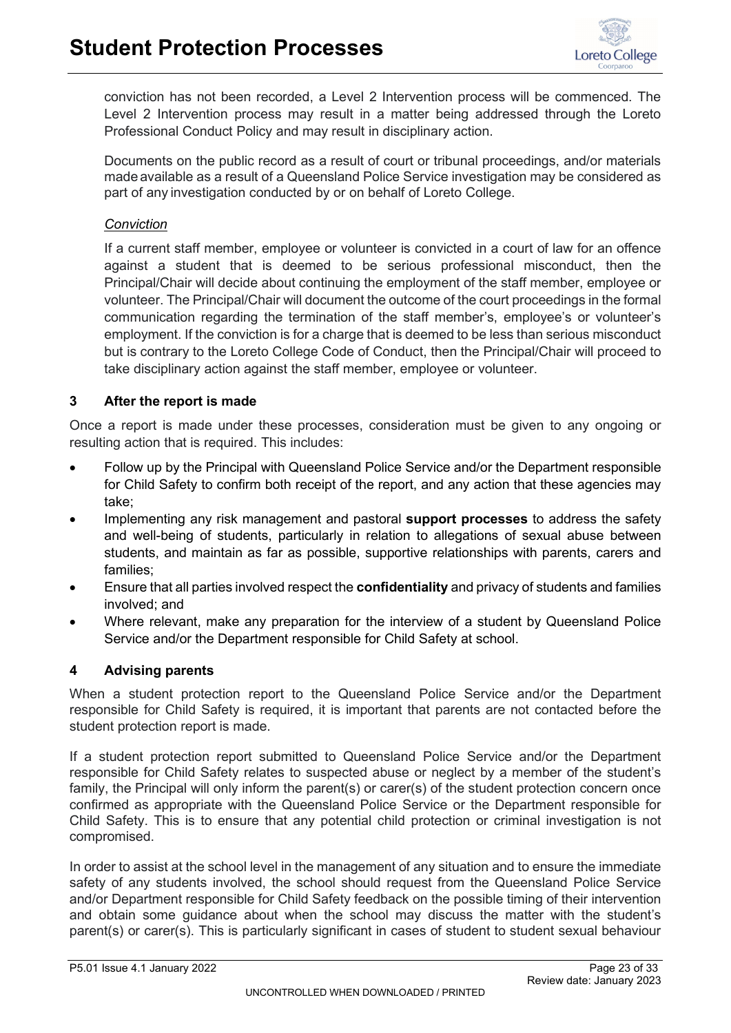conviction has not been recorded, a Level 2 Intervention process will be commenced. The Level 2 Intervention process may result in a matter being addressed through the Loreto Professional Conduct Policy and may result in disciplinary action.

Documents on the public record as a result of court or tribunal proceedings, and/or materials made available as a result of a Queensland Police Service investigation may be considered as part of any investigation conducted by or on behalf of Loreto College.

*Conviction*

If a current staff member, employee or volunteer is convicted in a court of law for an offence against a student that is deemed to be serious professional misconduct, then the Principal/Chair will decide about continuing the employment of the staff member, employee or volunteer. The Principal/Chair will document the outcome of the court proceedings in the formal communication regarding the termination of the staff member's, employee's or volunteer's employment. If the conviction is for a charge that is deemed to be less than serious misconduct but is contrary to the Loreto College Code of Conduct, then the Principal/Chair will proceed to take disciplinary action against the staff member, employee or volunteer.

### 3 After the report is made

Once a report is made under these processes, consideration must be given to any ongoing or resulting action that is required. This includes:

- Follow up by the Principal with Queensland Police Service and/or the Department responsible for Child Safety to confirm both receipt of the report, and any action that these agencies may take;
- Implementing any risk management and pastoral **support processes** to address the safety and well-being of students, particularly in relation to allegations of sexual abuse between students, and maintain as far as possible, supportive relationships with parents, carers and families;
- Ensure that all parties involved respect the **confidentiality** and privacy of students and families involved; and
- Where relevant, make any preparation for the interview of a student by Queensland Police Service and/or the Department responsible for Child Safety at school.

### 4 Advising parents

When a student protection report to the Queensland Police Service and/or the Department responsible for Child Safety is required, it is important that parents are not contacted before the student protection report is made.

If a student protection report submitted to Queensland Police Service and/or the Department responsible for Child Safety relates to suspected abuse or neglect by a member of the student's family, the Principal will only inform the parent(s) or carer(s) of the student protection concern once confirmed as appropriate with the Queensland Police Service or the Department responsible for Child Safety. This is to ensure that any potential child protection or criminal investigation is not compromised.

In order to assist at the school level in the management of any situation and to ensure the immediate safety of any students involved, the school should request from the Queensland Police Service and/or Department responsible for Child Safety feedback on the possible timing of their intervention and obtain some guidance about when the school may discuss the matter with the student's parent(s) or carer(s). This is particularly significant in cases of student to student sexual behaviour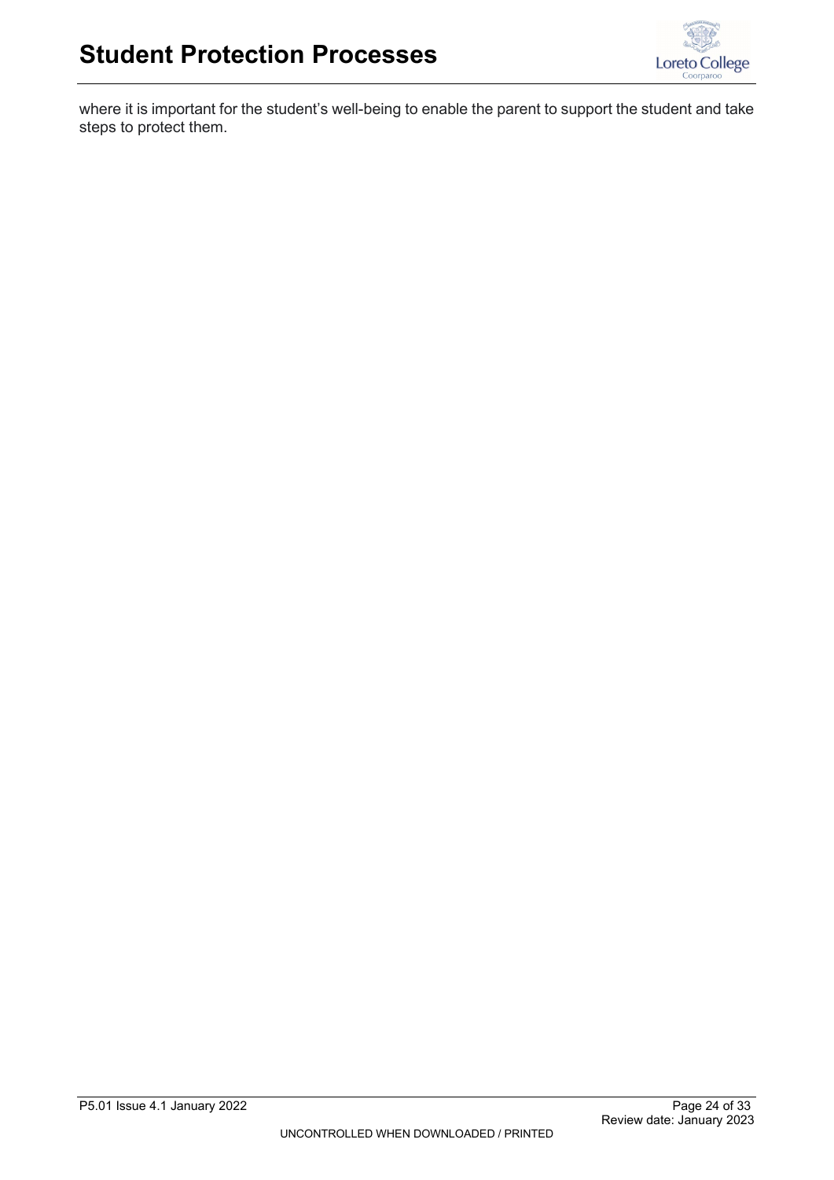where it is important for the student's well-being to enable the parent to support the student and take steps to protect them.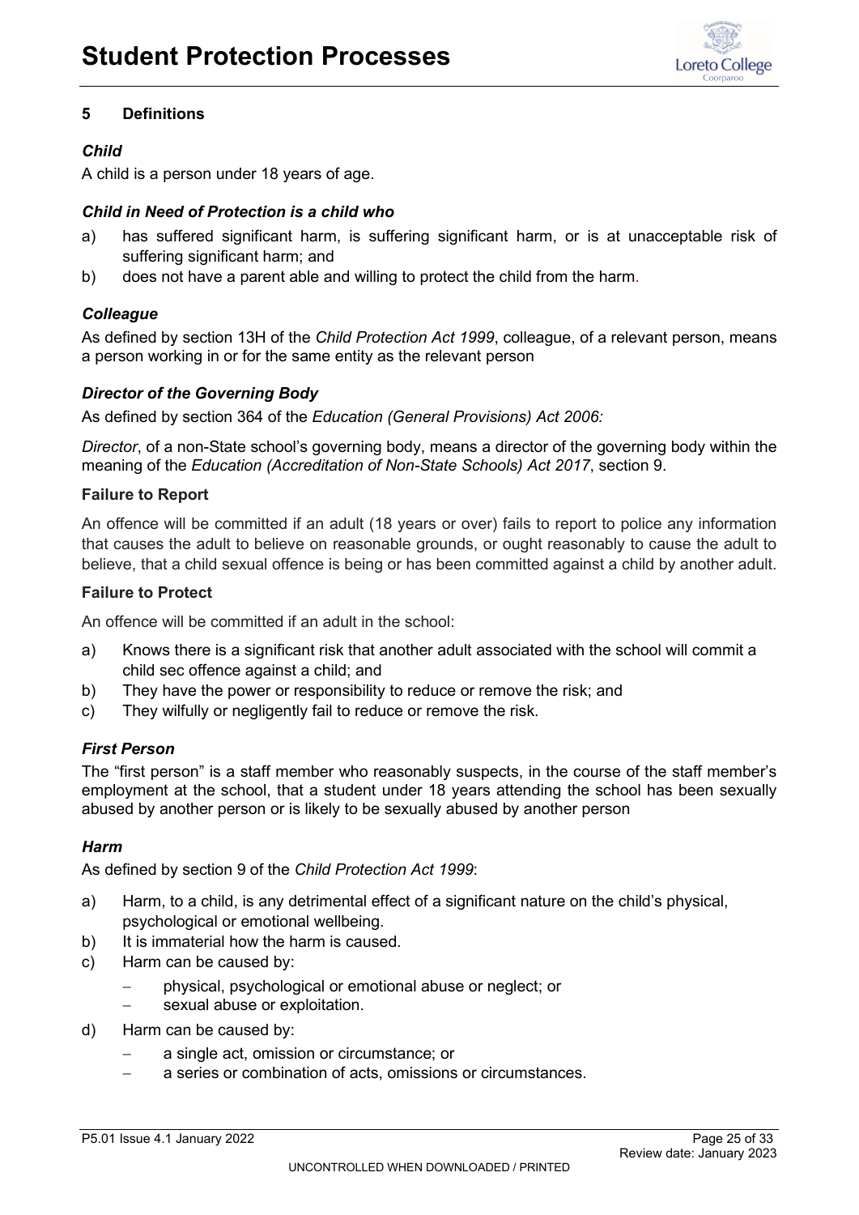## 5 Definitions

***Child***

A child is a person under 18 years of age.

***Child in Need of Protection is a child who***

a) has suffered significant harm, is suffering significant harm, or is at unacceptable risk of suffering significant harm; and
b) does not have a parent able and willing to protect the child from the harm.

***Colleague***

As defined by section 13H of the *Child Protection Act 1999*, colleague, of a relevant person, means a person working in or for the same entity as the relevant person

***Director of the Governing Body***

As defined by section 364 of the *Education (General Provisions) Act 2006:*

*Director*, of a non-State school's governing body, means a director of the governing body within the meaning of the *Education (Accreditation of Non-State Schools) Act 2017*, section 9.

**Failure to Report**

An offence will be committed if an adult (18 years or over) fails to report to police any information that causes the adult to believe on reasonable grounds, or ought reasonably to cause the adult to believe, that a child sexual offence is being or has been committed against a child by another adult.

**Failure to Protect**

An offence will be committed if an adult in the school:

a) Knows there is a significant risk that another adult associated with the school will commit a child sec offence against a child; and
b) They have the power or responsibility to reduce or remove the risk; and
c) They wilfully or negligently fail to reduce or remove the risk.

***First Person***

The "first person" is a staff member who reasonably suspects, in the course of the staff member's employment at the school, that a student under 18 years attending the school has been sexually abused by another person or is likely to be sexually abused by another person

***Harm***

As defined by section 9 of the *Child Protection Act 1999*:

a) Harm, to a child, is any detrimental effect of a significant nature on the child's physical, psychological or emotional wellbeing.
b) It is immaterial how the harm is caused.
c) Harm can be caused by:
   - physical, psychological or emotional abuse or neglect; or
   - sexual abuse or exploitation.
d) Harm can be caused by:
   - a single act, omission or circumstance; or
   - a series or combination of acts, omissions or circumstances.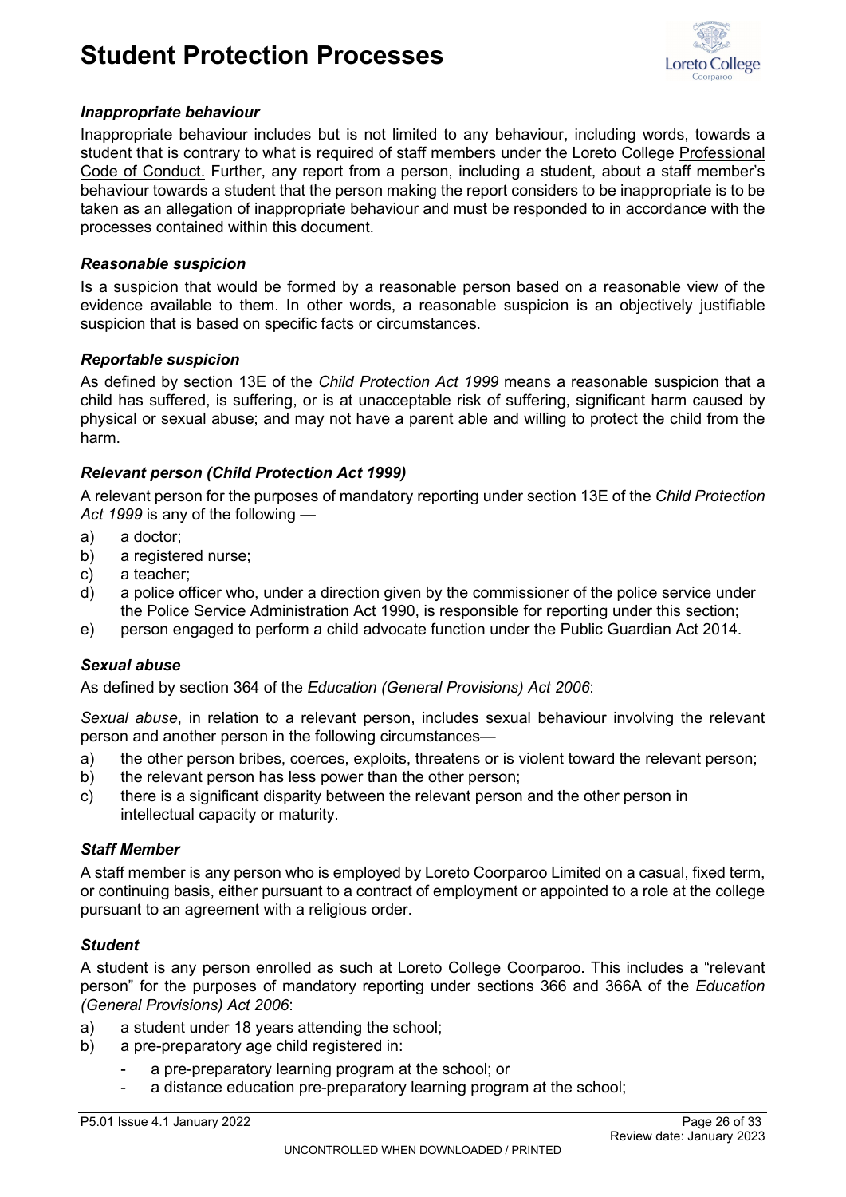### *Inappropriate behaviour*

Inappropriate behaviour includes but is not limited to any behaviour, including words, towards a student that is contrary to what is required of staff members under the Loreto College Professional Code of Conduct. Further, any report from a person, including a student, about a staff member's behaviour towards a student that the person making the report considers to be inappropriate is to be taken as an allegation of inappropriate behaviour and must be responded to in accordance with the processes contained within this document.

### *Reasonable suspicion*

Is a suspicion that would be formed by a reasonable person based on a reasonable view of the evidence available to them. In other words, a reasonable suspicion is an objectively justifiable suspicion that is based on specific facts or circumstances.

### *Reportable suspicion*

As defined by section 13E of the *Child Protection Act 1999* means a reasonable suspicion that a child has suffered, is suffering, or is at unacceptable risk of suffering, significant harm caused by physical or sexual abuse; and may not have a parent able and willing to protect the child from the harm.

### *Relevant person (Child Protection Act 1999)*

A relevant person for the purposes of mandatory reporting under section 13E of the *Child Protection Act 1999* is any of the following —

a) a doctor;
b) a registered nurse;
c) a teacher;
d) a police officer who, under a direction given by the commissioner of the police service under the Police Service Administration Act 1990, is responsible for reporting under this section;
e) person engaged to perform a child advocate function under the Public Guardian Act 2014.

### *Sexual abuse*

As defined by section 364 of the *Education (General Provisions) Act 2006*:

*Sexual abuse*, in relation to a relevant person, includes sexual behaviour involving the relevant person and another person in the following circumstances—

a) the other person bribes, coerces, exploits, threatens or is violent toward the relevant person;
b) the relevant person has less power than the other person;
c) there is a significant disparity between the relevant person and the other person in intellectual capacity or maturity.

### *Staff Member*

A staff member is any person who is employed by Loreto Coorparoo Limited on a casual, fixed term, or continuing basis, either pursuant to a contract of employment or appointed to a role at the college pursuant to an agreement with a religious order.

### *Student*

A student is any person enrolled as such at Loreto College Coorparoo. This includes a "relevant person" for the purposes of mandatory reporting under sections 366 and 366A of the *Education (General Provisions) Act 2006*:

a) a student under 18 years attending the school;
b) a pre-preparatory age child registered in:
   - a pre-preparatory learning program at the school; or
   - a distance education pre-preparatory learning program at the school;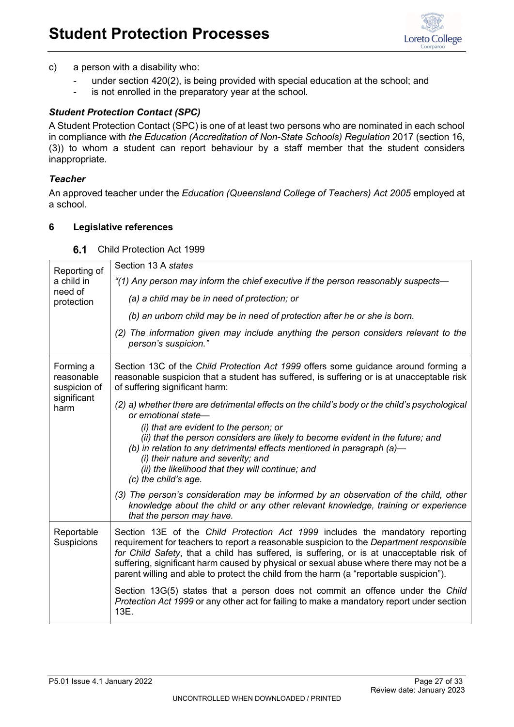c) a person with a disability who:
   - under section 420(2), is being provided with special education at the school; and
   - is not enrolled in the preparatory year at the school.

***Student Protection Contact (SPC)***

A Student Protection Contact (SPC) is one of at least two persons who are nominated in each school in compliance with *the Education (Accreditation of Non-State Schools) Regulation* 2017 (section 16, (3)) to whom a student can report behaviour by a staff member that the student considers inappropriate.

***Teacher***

An approved teacher under the *Education (Queensland College of Teachers) Act 2005* employed at a school.

### 6 Legislative references

#### 6.1 Child Protection Act 1999

| | |
|---|---|
| Reporting of a child in need of protection | Section 13 A *states*<br><br>*"(1) Any person may inform the chief executive if the person reasonably suspects—*<br><br>*(a) a child may be in need of protection; or*<br><br>*(b) an unborn child may be in need of protection after he or she is born.*<br><br>*(2) The information given may include anything the person considers relevant to the person's suspicion."* |
| Forming a reasonable suspicion of significant harm | Section 13C of the *Child Protection Act 1999* offers some guidance around forming a reasonable suspicion that a student has suffered, is suffering or is at unacceptable risk of suffering significant harm:<br><br>*(2) a) whether there are detrimental effects on the child's body or the child's psychological or emotional state—*<br>*(i) that are evident to the person; or*<br>*(ii) that the person considers are likely to become evident in the future; and*<br>*(b) in relation to any detrimental effects mentioned in paragraph (a)—*<br>*(i) their nature and severity; and*<br>*(ii) the likelihood that they will continue; and*<br>*(c) the child's age.*<br><br>*(3) The person's consideration may be informed by an observation of the child, other knowledge about the child or any other relevant knowledge, training or experience that the person may have.* |
| Reportable Suspicions | Section 13E of the *Child Protection Act 1999* includes the mandatory reporting requirement for teachers to report a reasonable suspicion to the *Department responsible for Child Safety*, that a child has suffered, is suffering, or is at unacceptable risk of suffering, significant harm caused by physical or sexual abuse where there may not be a parent willing and able to protect the child from the harm (a "reportable suspicion").<br><br>Section 13G(5) states that a person does not commit an offence under the *Child Protection Act 1999* or any other act for failing to make a mandatory report under section 13E. |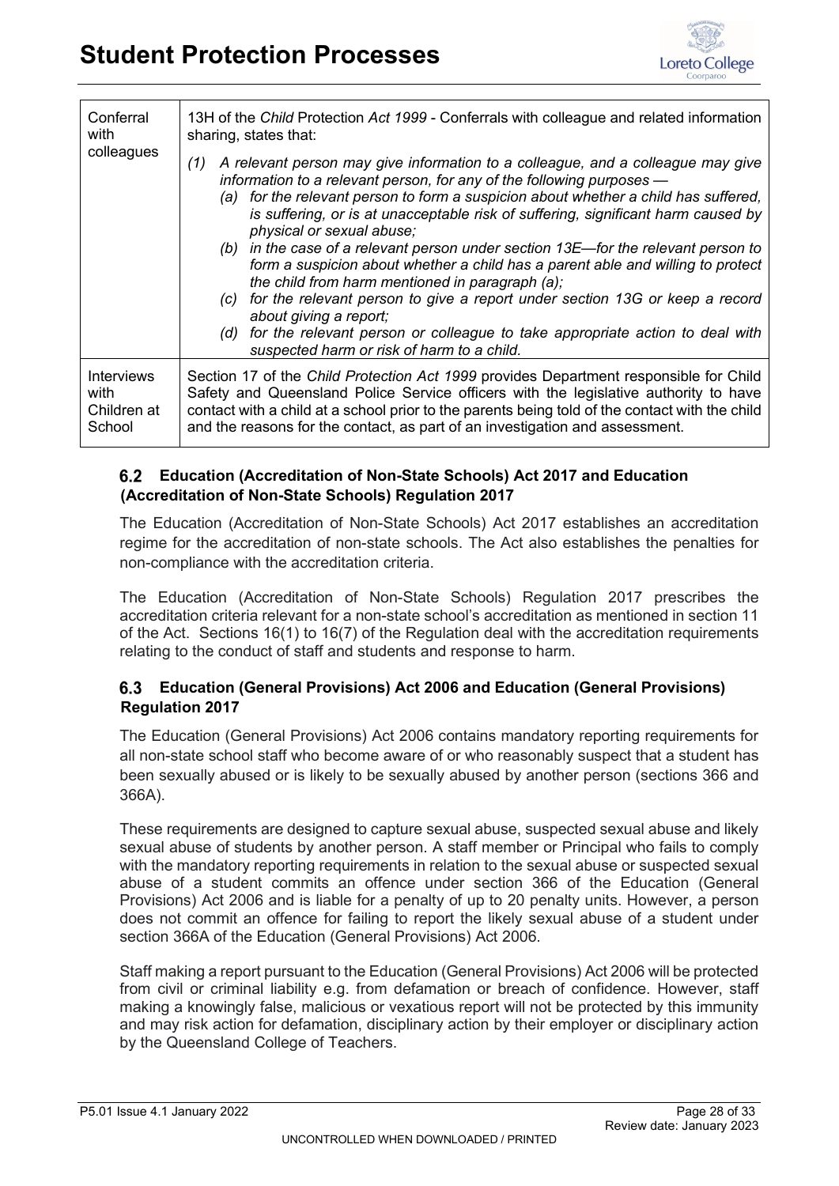| | |
|---|---|
| Conferral with colleagues | 13H of the *Child* Protection *Act 1999* - Conferrals with colleague and related information sharing, states that:<br>*(1) A relevant person may give information to a colleague, and a colleague may give information to a relevant person, for any of the following purposes —*<br>*(a) for the relevant person to form a suspicion about whether a child has suffered, is suffering, or is at unacceptable risk of suffering, significant harm caused by physical or sexual abuse;*<br>*(b) in the case of a relevant person under section 13E—for the relevant person to form a suspicion about whether a child has a parent able and willing to protect the child from harm mentioned in paragraph (a);*<br>*(c) for the relevant person to give a report under section 13G or keep a record about giving a report;*<br>*(d) for the relevant person or colleague to take appropriate action to deal with suspected harm or risk of harm to a child.* |
| Interviews with Children at School | Section 17 of the *Child Protection Act 1999* provides Department responsible for Child Safety and Queensland Police Service officers with the legislative authority to have contact with a child at a school prior to the parents being told of the contact with the child and the reasons for the contact, as part of an investigation and assessment. |

### 6.2 Education (Accreditation of Non-State Schools) Act 2017 and Education (Accreditation of Non-State Schools) Regulation 2017

The Education (Accreditation of Non-State Schools) Act 2017 establishes an accreditation regime for the accreditation of non-state schools. The Act also establishes the penalties for non-compliance with the accreditation criteria.

The Education (Accreditation of Non-State Schools) Regulation 2017 prescribes the accreditation criteria relevant for a non-state school's accreditation as mentioned in section 11 of the Act. Sections 16(1) to 16(7) of the Regulation deal with the accreditation requirements relating to the conduct of staff and students and response to harm.

### 6.3 Education (General Provisions) Act 2006 and Education (General Provisions) Regulation 2017

The Education (General Provisions) Act 2006 contains mandatory reporting requirements for all non-state school staff who become aware of or who reasonably suspect that a student has been sexually abused or is likely to be sexually abused by another person (sections 366 and 366A).

These requirements are designed to capture sexual abuse, suspected sexual abuse and likely sexual abuse of students by another person. A staff member or Principal who fails to comply with the mandatory reporting requirements in relation to the sexual abuse or suspected sexual abuse of a student commits an offence under section 366 of the Education (General Provisions) Act 2006 and is liable for a penalty of up to 20 penalty units. However, a person does not commit an offence for failing to report the likely sexual abuse of a student under section 366A of the Education (General Provisions) Act 2006.

Staff making a report pursuant to the Education (General Provisions) Act 2006 will be protected from civil or criminal liability e.g. from defamation or breach of confidence. However, staff making a knowingly false, malicious or vexatious report will not be protected by this immunity and may risk action for defamation, disciplinary action by their employer or disciplinary action by the Queensland College of Teachers.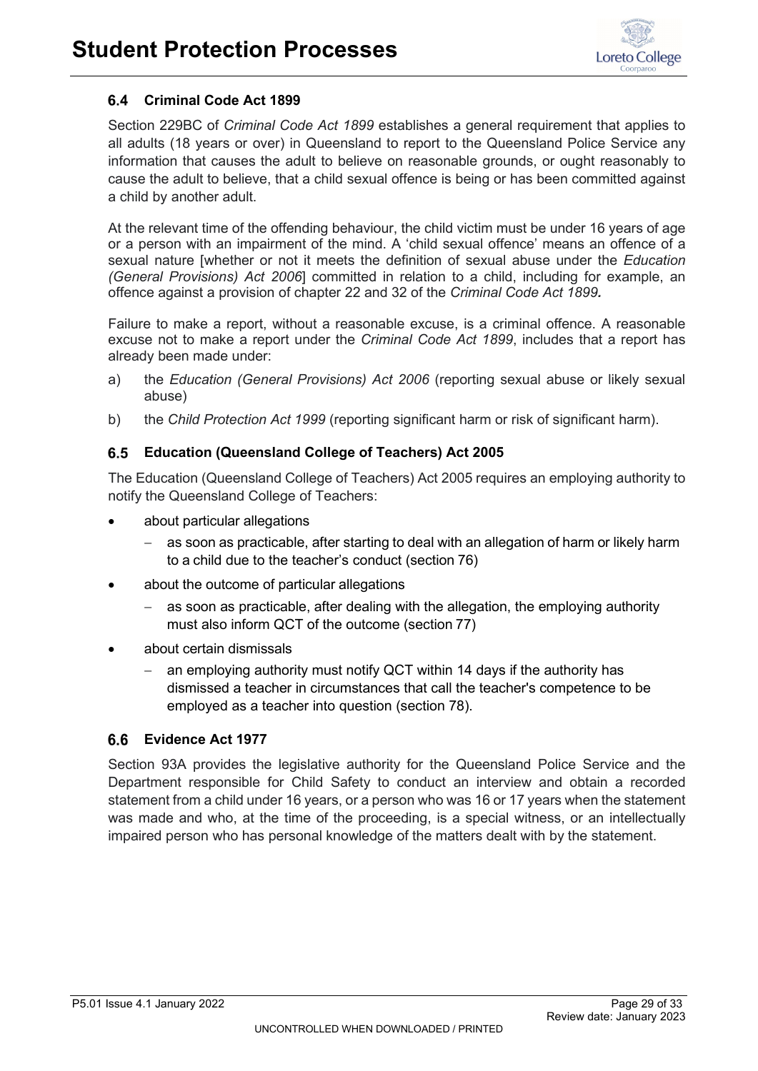### 6.4 Criminal Code Act 1899

Section 229BC of *Criminal Code Act 1899* establishes a general requirement that applies to all adults (18 years or over) in Queensland to report to the Queensland Police Service any information that causes the adult to believe on reasonable grounds, or ought reasonably to cause the adult to believe, that a child sexual offence is being or has been committed against a child by another adult.

At the relevant time of the offending behaviour, the child victim must be under 16 years of age or a person with an impairment of the mind. A 'child sexual offence' means an offence of a sexual nature [whether or not it meets the definition of sexual abuse under the *Education (General Provisions) Act 2006*] committed in relation to a child, including for example, an offence against a provision of chapter 22 and 32 of the *Criminal Code Act 1899.*

Failure to make a report, without a reasonable excuse, is a criminal offence. A reasonable excuse not to make a report under the *Criminal Code Act 1899*, includes that a report has already been made under:

a) the *Education (General Provisions) Act 2006* (reporting sexual abuse or likely sexual abuse)

b) the *Child Protection Act 1999* (reporting significant harm or risk of significant harm).

### 6.5 Education (Queensland College of Teachers) Act 2005

The Education (Queensland College of Teachers) Act 2005 requires an employing authority to notify the Queensland College of Teachers:

- about particular allegations
  - as soon as practicable, after starting to deal with an allegation of harm or likely harm to a child due to the teacher's conduct (section 76)
- about the outcome of particular allegations
  - as soon as practicable, after dealing with the allegation, the employing authority must also inform QCT of the outcome (section 77)
- about certain dismissals
  - an employing authority must notify QCT within 14 days if the authority has dismissed a teacher in circumstances that call the teacher's competence to be employed as a teacher into question (section 78).

### 6.6 Evidence Act 1977

Section 93A provides the legislative authority for the Queensland Police Service and the Department responsible for Child Safety to conduct an interview and obtain a recorded statement from a child under 16 years, or a person who was 16 or 17 years when the statement was made and who, at the time of the proceeding, is a special witness, or an intellectually impaired person who has personal knowledge of the matters dealt with by the statement.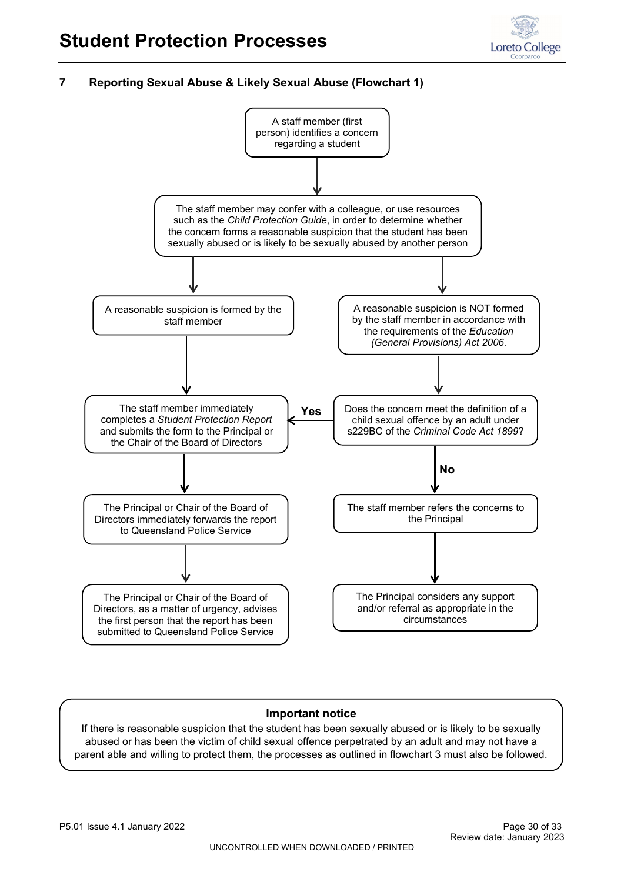## 7 Reporting Sexual Abuse & Likely Sexual Abuse (Flowchart 1)

A staff member (first person) identifies a concern regarding a student

↓

The staff member may confer with a colleague, or use resources such as the *Child Protection Guide*, in order to determine whether the concern forms a reasonable suspicion that the student has been sexually abused or is likely to be sexually abused by another person

**Left branch:**

A reasonable suspicion is formed by the staff member

↓

The staff member immediately completes a *Student Protection Report* and submits the form to the Principal or the Chair of the Board of Directors

↓

The Principal or Chair of the Board of Directors immediately forwards the report to Queensland Police Service

↓

The Principal or Chair of the Board of Directors, as a matter of urgency, advises the first person that the report has been submitted to Queensland Police Service

**Right branch:**

A reasonable suspicion is NOT formed by the staff member in accordance with the requirements of the *Education (General Provisions) Act 2006*.

↓

Does the concern meet the definition of a child sexual offence by an adult under s229BC of the *Criminal Code Act 1899*?

- **Yes** → The staff member immediately completes a *Student Protection Report* and submits the form to the Principal or the Chair of the Board of Directors
- **No** ↓

The staff member refers the concerns to the Principal

↓

The Principal considers any support and/or referral as appropriate in the circumstances

**Important notice**

If there is reasonable suspicion that the student has been sexually abused or is likely to be sexually abused or has been the victim of child sexual offence perpetrated by an adult and may not have a parent able and willing to protect them, the processes as outlined in flowchart 3 must also be followed.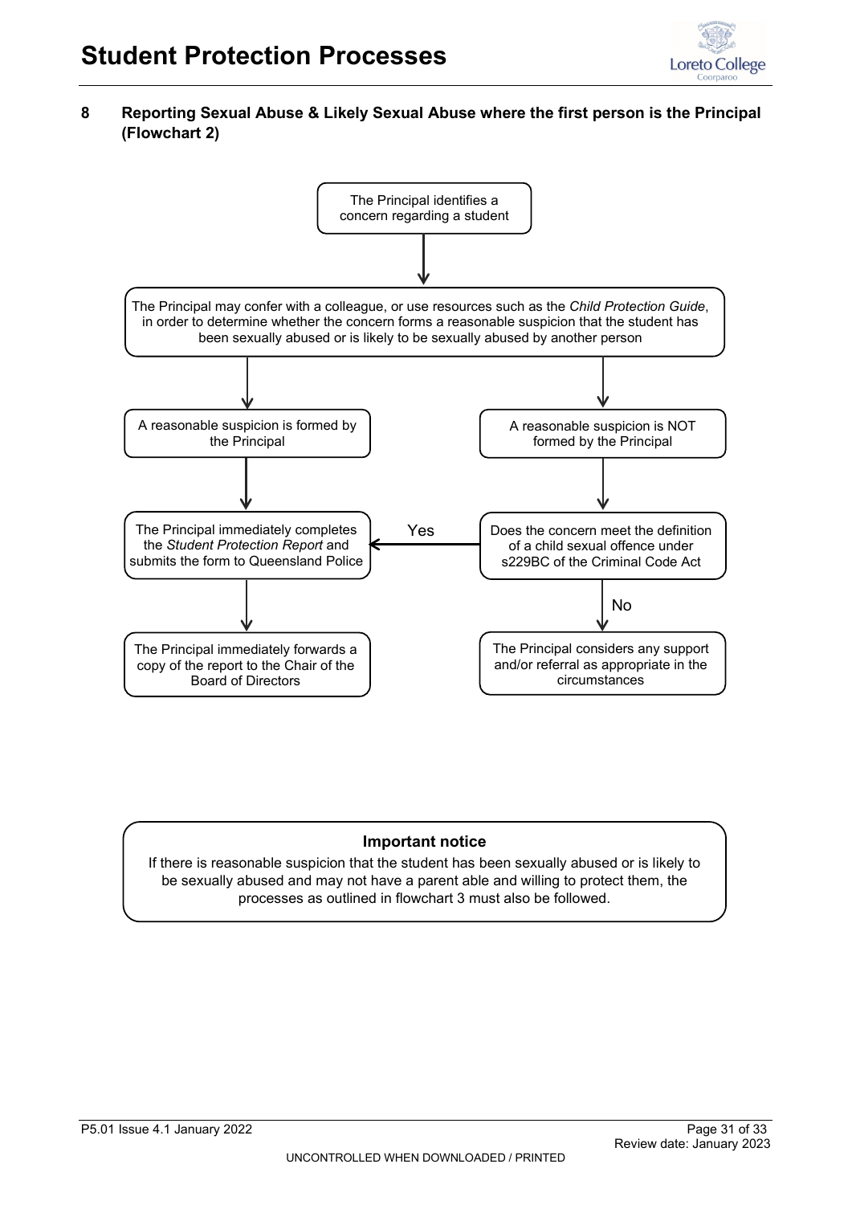## 8 Reporting Sexual Abuse & Likely Sexual Abuse where the first person is the Principal (Flowchart 2)

The Principal identifies a concern regarding a student

The Principal may confer with a colleague, or use resources such as the *Child Protection Guide*, in order to determine whether the concern forms a reasonable suspicion that the student has been sexually abused or is likely to be sexually abused by another person

A reasonable suspicion is formed by the Principal

The Principal immediately completes the *Student Protection Report* and submits the form to Queensland Police

The Principal immediately forwards a copy of the report to the Chair of the Board of Directors

A reasonable suspicion is NOT formed by the Principal

Does the concern meet the definition of a child sexual offence under s229BC of the Criminal Code Act

Yes

No

The Principal considers any support and/or referral as appropriate in the circumstances

**Important notice**

If there is reasonable suspicion that the student has been sexually abused or is likely to be sexually abused and may not have a parent able and willing to protect them, the processes as outlined in flowchart 3 must also be followed.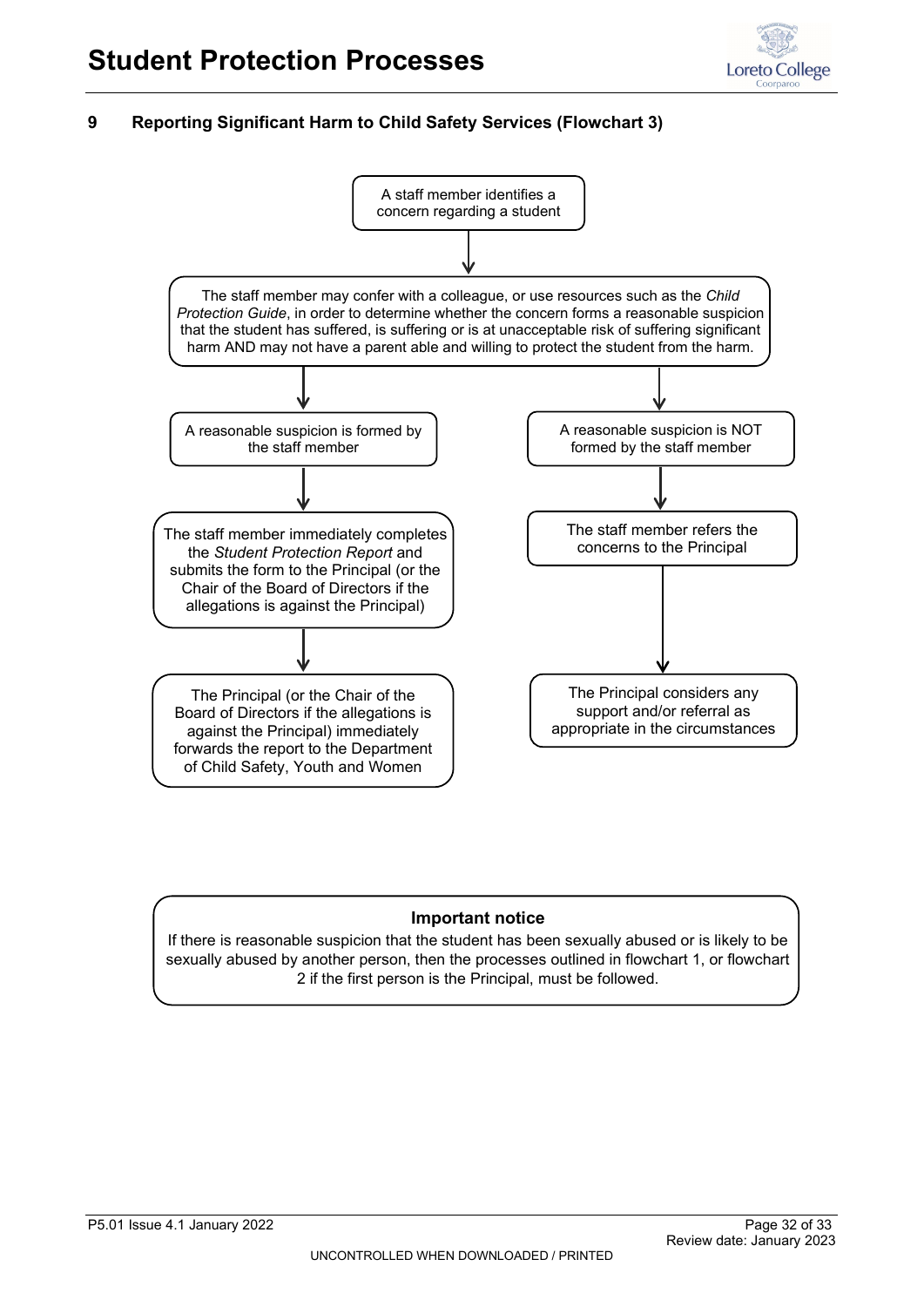## 9 Reporting Significant Harm to Child Safety Services (Flowchart 3)

A staff member identifies a concern regarding a student

The staff member may confer with a colleague, or use resources such as the *Child Protection Guide*, in order to determine whether the concern forms a reasonable suspicion that the student has suffered, is suffering or is at unacceptable risk of suffering significant harm AND may not have a parent able and willing to protect the student from the harm.

A reasonable suspicion is formed by the staff member

The staff member immediately completes the *Student Protection Report* and submits the form to the Principal (or the Chair of the Board of Directors if the allegations is against the Principal)

The Principal (or the Chair of the Board of Directors if the allegations is against the Principal) immediately forwards the report to the Department of Child Safety, Youth and Women

A reasonable suspicion is NOT formed by the staff member

The staff member refers the concerns to the Principal

The Principal considers any support and/or referral as appropriate in the circumstances

**Important notice**

If there is reasonable suspicion that the student has been sexually abused or is likely to be sexually abused by another person, then the processes outlined in flowchart 1, or flowchart 2 if the first person is the Principal, must be followed.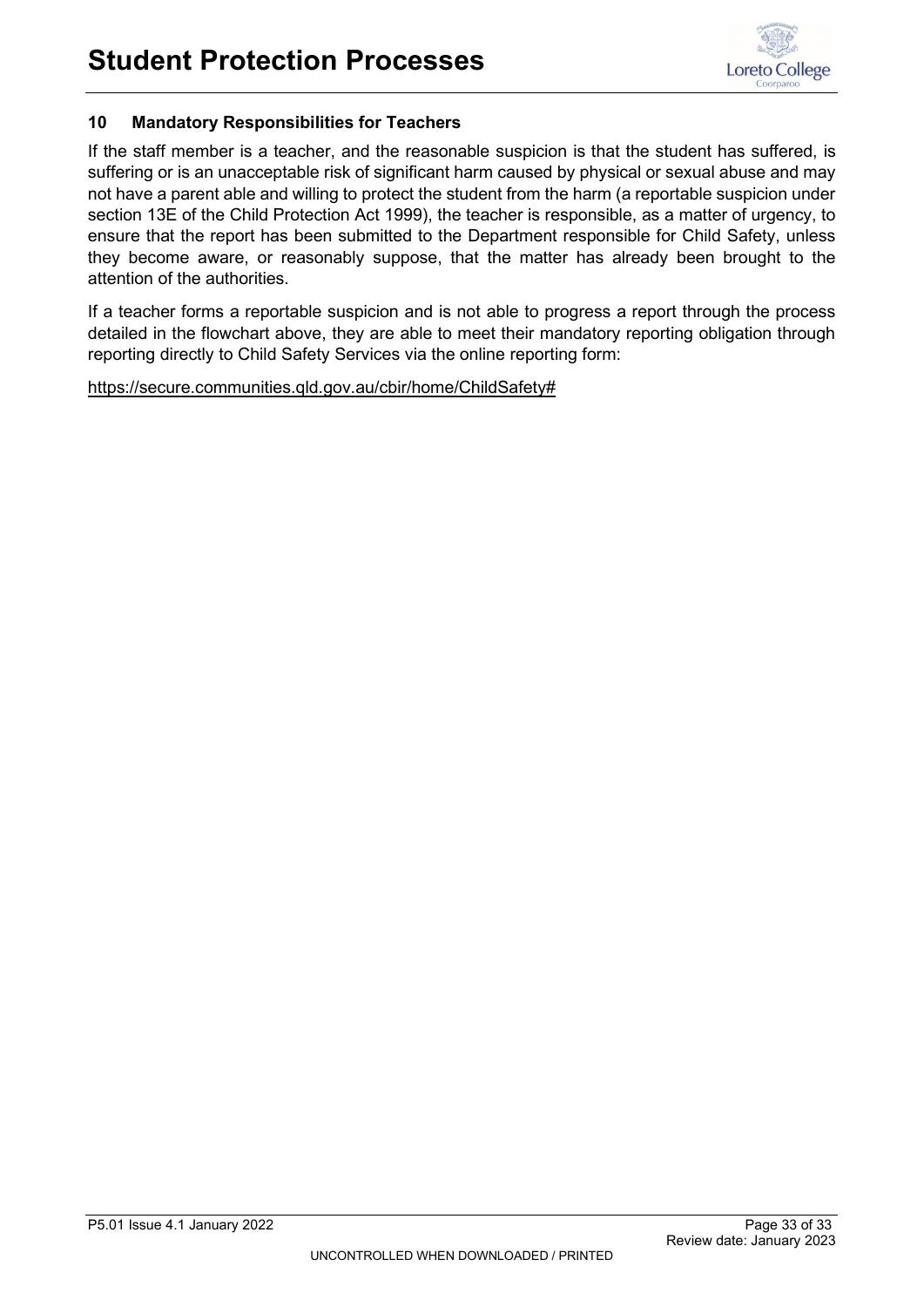## 10 Mandatory Responsibilities for Teachers

If the staff member is a teacher, and the reasonable suspicion is that the student has suffered, is suffering or is an unacceptable risk of significant harm caused by physical or sexual abuse and may not have a parent able and willing to protect the student from the harm (a reportable suspicion under section 13E of the Child Protection Act 1999), the teacher is responsible, as a matter of urgency, to ensure that the report has been submitted to the Department responsible for Child Safety, unless they become aware, or reasonably suppose, that the matter has already been brought to the attention of the authorities.

If a teacher forms a reportable suspicion and is not able to progress a report through the process detailed in the flowchart above, they are able to meet their mandatory reporting obligation through reporting directly to Child Safety Services via the online reporting form:

https://secure.communities.qld.gov.au/cbir/home/ChildSafety#